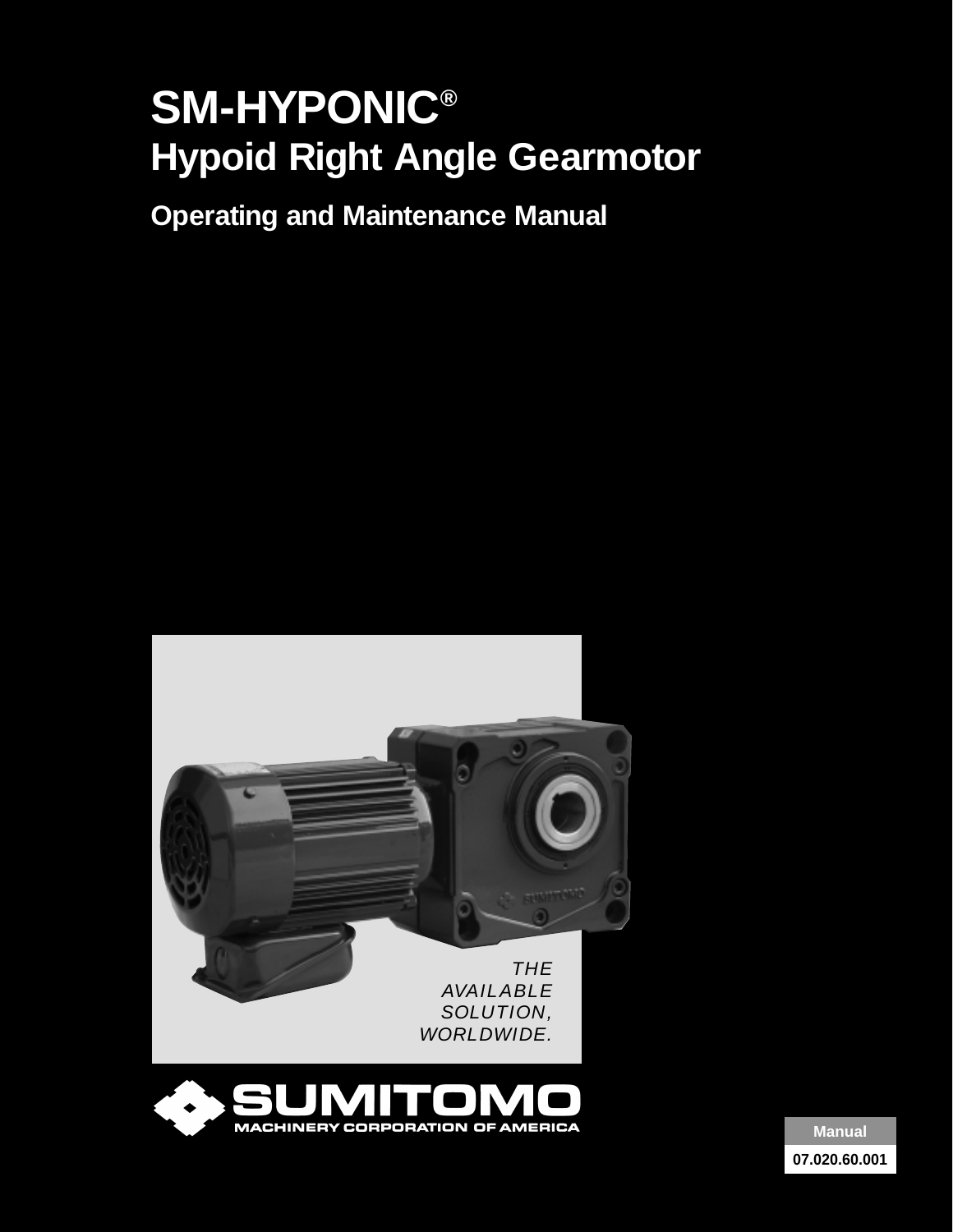# SM-HYPONIC®

## Hypoid Right Angle Gearmotor

### Operating and Maintenance Manual

*THE AVAILABLE SOLUTION, WORLDWIDE.*

SUMITOMO
MACHINERY CORPORATION OF AMERICA

Manual
07.020.60.001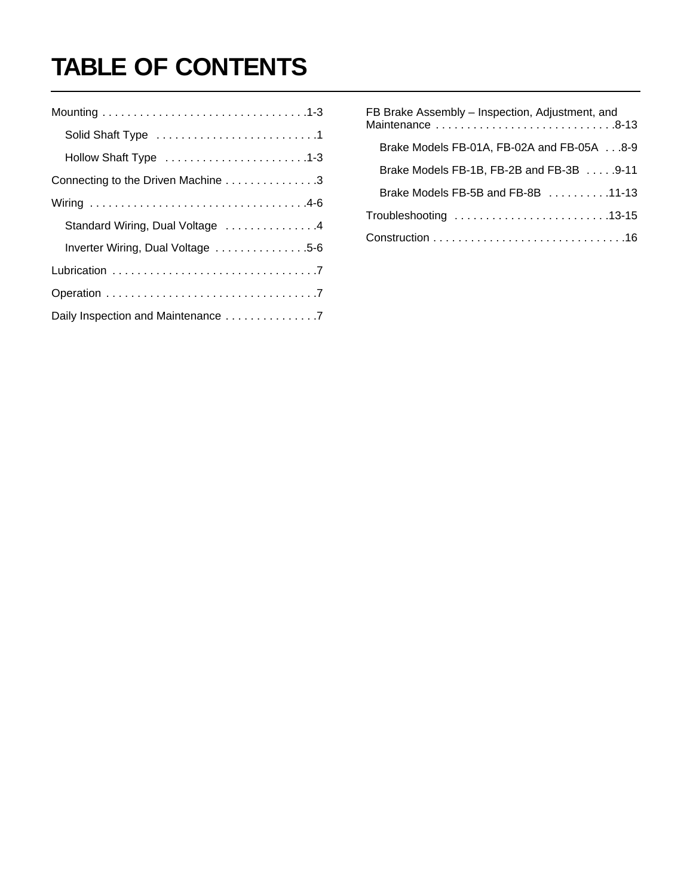# TABLE OF CONTENTS

Mounting . . . . . . . . . . . . . . . . . . . . . . . . . . . . . . . . . .1-3

- Solid Shaft Type . . . . . . . . . . . . . . . . . . . . . . . . . . .1
- Hollow Shaft Type . . . . . . . . . . . . . . . . . . . . . . . .1-3

Connecting to the Driven Machine . . . . . . . . . . . . . . . .3

Wiring . . . . . . . . . . . . . . . . . . . . . . . . . . . . . . . . . . . .4-6

- Standard Wiring, Dual Voltage . . . . . . . . . . . . . . . .4
- Inverter Wiring, Dual Voltage . . . . . . . . . . . . . . . .5-6

Lubrication . . . . . . . . . . . . . . . . . . . . . . . . . . . . . . . . . .7

Operation . . . . . . . . . . . . . . . . . . . . . . . . . . . . . . . . . . .7

Daily Inspection and Maintenance . . . . . . . . . . . . . . . .7

FB Brake Assembly – Inspection, Adjustment, and Maintenance . . . . . . . . . . . . . . . . . . . . . . . . . . . . . .8-13

- Brake Models FB-01A, FB-02A and FB-05A . . .8-9
- Brake Models FB-1B, FB-2B and FB-3B . . . . .9-11
- Brake Models FB-5B and FB-8B . . . . . . . . . .11-13

Troubleshooting . . . . . . . . . . . . . . . . . . . . . . . . .13-15

Construction . . . . . . . . . . . . . . . . . . . . . . . . . . . . . . .16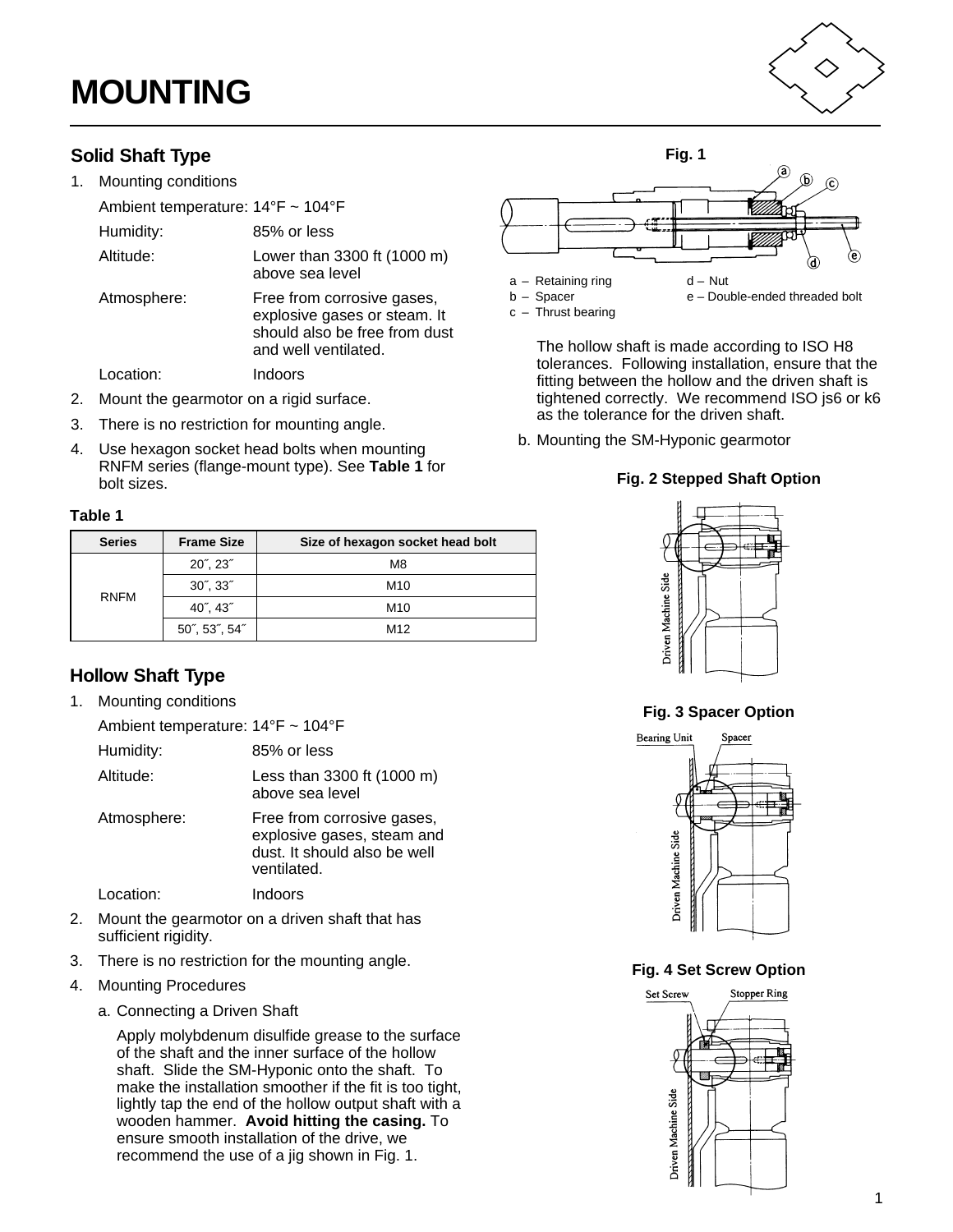# MOUNTING

## Solid Shaft Type

1. Mounting conditions

   Ambient temperature: 14°F ~ 104°F

   Humidity: 85% or less

   Altitude: Lower than 3300 ft (1000 m) above sea level

   Atmosphere: Free from corrosive gases, explosive gases or steam. It should also be free from dust and well ventilated.

   Location: Indoors

2. Mount the gearmotor on a rigid surface.
3. There is no restriction for mounting angle.
4. Use hexagon socket head bolts when mounting RNFM series (flange-mount type). See **Table 1** for bolt sizes.

**Table 1**

| Series | Frame Size | Size of hexagon socket head bolt |
|---|---|---|
| RNFM | 20˝, 23˝ | M8 |
| | 30˝, 33˝ | M10 |
| | 40˝, 43˝ | M10 |
| | 50˝, 53˝, 54˝ | M12 |

## Hollow Shaft Type

1. Mounting conditions

   Ambient temperature: 14°F ~ 104°F

   Humidity: 85% or less

   Altitude: Less than 3300 ft (1000 m) above sea level

   Atmosphere: Free from corrosive gases, explosive gases, steam and dust. It should also be well ventilated.

   Location: Indoors

2. Mount the gearmotor on a driven shaft that has sufficient rigidity.
3. There is no restriction for the mounting angle.
4. Mounting Procedures

   a. Connecting a Driven Shaft

   Apply molybdenum disulfide grease to the surface of the shaft and the inner surface of the hollow shaft. Slide the SM-Hyponic onto the shaft. To make the installation smoother if the fit is too tight, lightly tap the end of the hollow output shaft with a wooden hammer. **Avoid hitting the casing.** To ensure smooth installation of the drive, we recommend the use of a jig shown in Fig. 1.

**Fig. 1**

a – Retaining ring
b – Spacer
c – Thrust bearing
d – Nut
e – Double-ended threaded bolt

The hollow shaft is made according to ISO H8 tolerances. Following installation, ensure that the fitting between the hollow and the driven shaft is tightened correctly. We recommend ISO js6 or k6 as the tolerance for the driven shaft.

b. Mounting the SM-Hyponic gearmotor

**Fig. 2 Stepped Shaft Option**

Driven Machine Side

**Fig. 3 Spacer Option**

Bearing Unit, Spacer, Driven Machine Side

**Fig. 4 Set Screw Option**

Set Screw, Stopper Ring, Driven Machine Side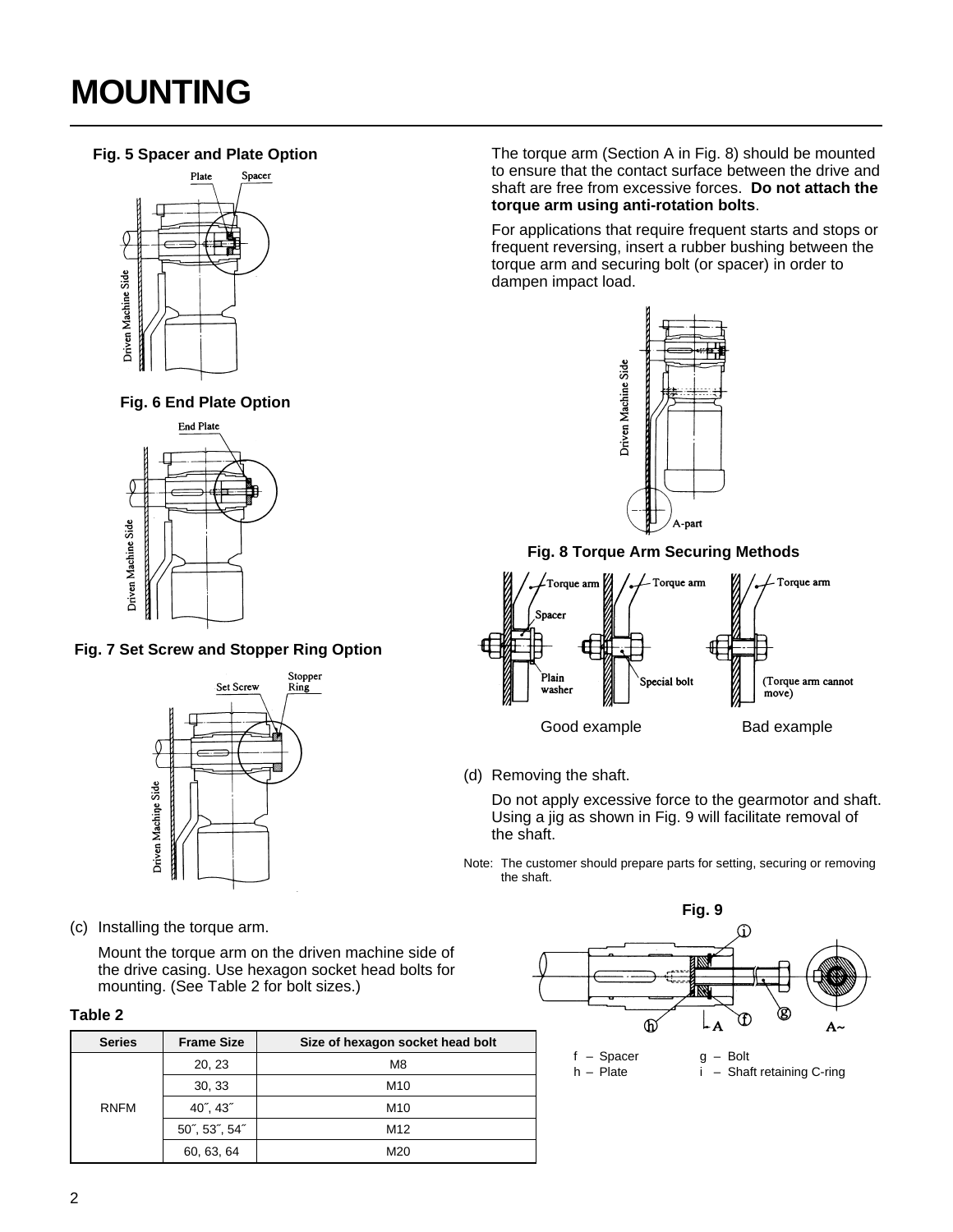# MOUNTING

**Fig. 5 Spacer and Plate Option**

**Fig. 6 End Plate Option**

**Fig. 7 Set Screw and Stopper Ring Option**

(c) Installing the torque arm.

Mount the torque arm on the driven machine side of the drive casing. Use hexagon socket head bolts for mounting. (See Table 2 for bolt sizes.)

**Table 2**

| Series | Frame Size | Size of hexagon socket head bolt |
|---|---|---|
| RNFM | 20, 23 | M8 |
| | 30, 33 | M10 |
| | 40˝, 43˝ | M10 |
| | 50˝, 53˝, 54˝ | M12 |
| | 60, 63, 64 | M20 |

The torque arm (Section A in Fig. 8) should be mounted to ensure that the contact surface between the drive and shaft are free from excessive forces. **Do not attach the torque arm using anti-rotation bolts**.

For applications that require frequent starts and stops or frequent reversing, insert a rubber bushing between the torque arm and securing bolt (or spacer) in order to dampen impact load.

**Fig. 8 Torque Arm Securing Methods**

Good example Bad example

(d) Removing the shaft.

Do not apply excessive force to the gearmotor and shaft. Using a jig as shown in Fig. 9 will facilitate removal of the shaft.

Note: The customer should prepare parts for setting, securing or removing the shaft.

**Fig. 9**

f – Spacer
g – Bolt
h – Plate
i – Shaft retaining C-ring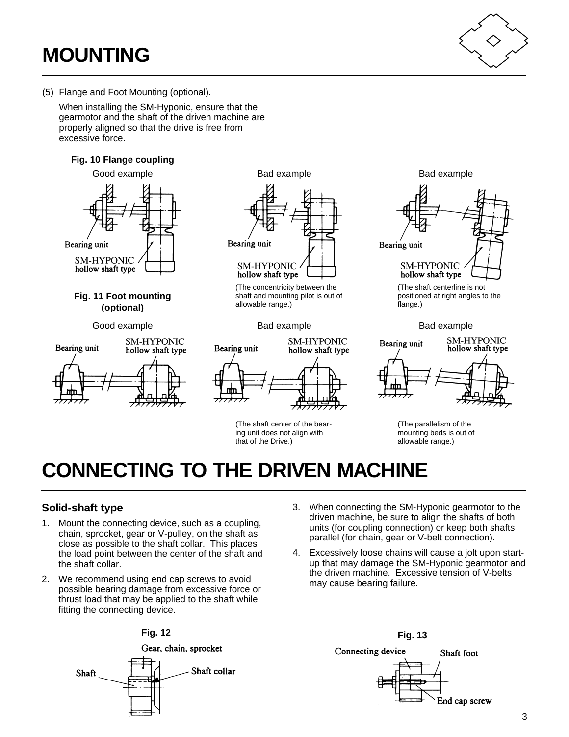# MOUNTING

(5) Flange and Foot Mounting (optional).

When installing the SM-Hyponic, ensure that the gearmotor and the shaft of the driven machine are properly aligned so that the drive is free from excessive force.

**Fig. 10 Flange coupling**

Good example

Bearing unit

SM-HYPONIC hollow shaft type

Bad example

Bearing unit

SM-HYPONIC hollow shaft type

(The concentricity between the shaft and mounting pilot is out of allowable range.)

Bad example

Bearing unit

SM-HYPONIC hollow shaft type

(The shaft centerline is not positioned at right angles to the flange.)

**Fig. 11 Foot mounting (optional)**

Good example

Bearing unit

SM-HYPONIC hollow shaft type

Bad example

Bearing unit

SM-HYPONIC hollow shaft type

(The shaft center of the bearing unit does not align with that of the Drive.)

Bad example

Bearing unit

SM-HYPONIC hollow shaft type

(The parallelism of the mounting beds is out of allowable range.)

# CONNECTING TO THE DRIVEN MACHINE

### Solid-shaft type

1. Mount the connecting device, such as a coupling, chain, sprocket, gear or V-pulley, on the shaft as close as possible to the shaft collar. This places the load point between the center of the shaft and the shaft collar.
2. We recommend using end cap screws to avoid possible bearing damage from excessive force or thrust load that may be applied to the shaft while fitting the connecting device.
3. When connecting the SM-Hyponic gearmotor to the driven machine, be sure to align the shafts of both units (for coupling connection) or keep both shafts parallel (for chain, gear or V-belt connection).
4. Excessively loose chains will cause a jolt upon start-up that may damage the SM-Hyponic gearmotor and the driven machine. Excessive tension of V-belts may cause bearing failure.

**Fig. 12**

Gear, chain, sprocket

Shaft

Shaft collar

**Fig. 13**

Connecting device

Shaft foot

End cap screw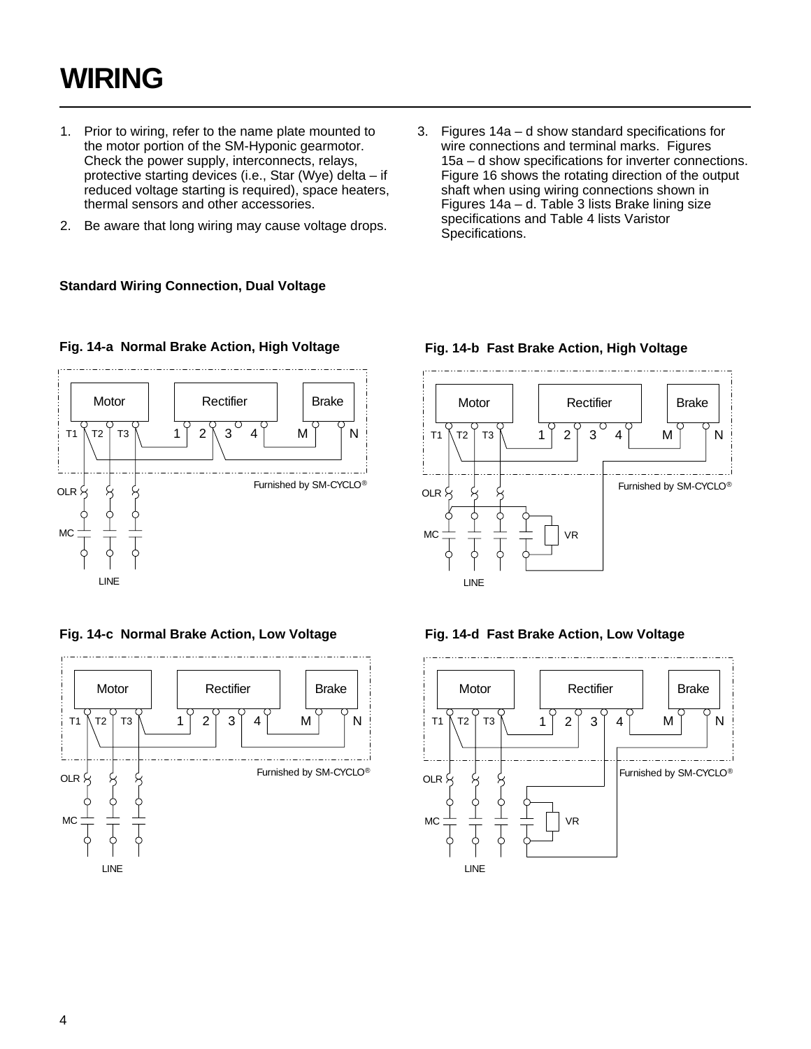# WIRING

1. Prior to wiring, refer to the name plate mounted to the motor portion of the SM-Hyponic gearmotor. Check the power supply, interconnects, relays, protective starting devices (i.e., Star (Wye) delta – if reduced voltage starting is required), space heaters, thermal sensors and other accessories.
2. Be aware that long wiring may cause voltage drops.
3. Figures 14a – d show standard specifications for wire connections and terminal marks. Figures 15a – d show specifications for inverter connections. Figure 16 shows the rotating direction of the output shaft when using wiring connections shown in Figures 14a – d. Table 3 lists Brake lining size specifications and Table 4 lists Varistor Specifications.

**Standard Wiring Connection, Dual Voltage**

**Fig. 14-a Normal Brake Action, High Voltage**

Motor, Rectifier, Brake; T1, T2, T3; 1, 2, 3, 4; M, N; OLR; MC; LINE; Furnished by SM-CYCLO®

**Fig. 14-b Fast Brake Action, High Voltage**

Motor, Rectifier, Brake; T1, T2, T3; 1, 2, 3, 4; M, N; OLR; MC; VR; LINE; Furnished by SM-CYCLO®

**Fig. 14-c Normal Brake Action, Low Voltage**

Motor, Rectifier, Brake; T1, T2, T3; 1, 2, 3, 4; M, N; OLR; MC; LINE; Furnished by SM-CYCLO®

**Fig. 14-d Fast Brake Action, Low Voltage**

Motor, Rectifier, Brake; T1, T2, T3; 1, 2, 3, 4; M, N; OLR; MC; VR; LINE; Furnished by SM-CYCLO®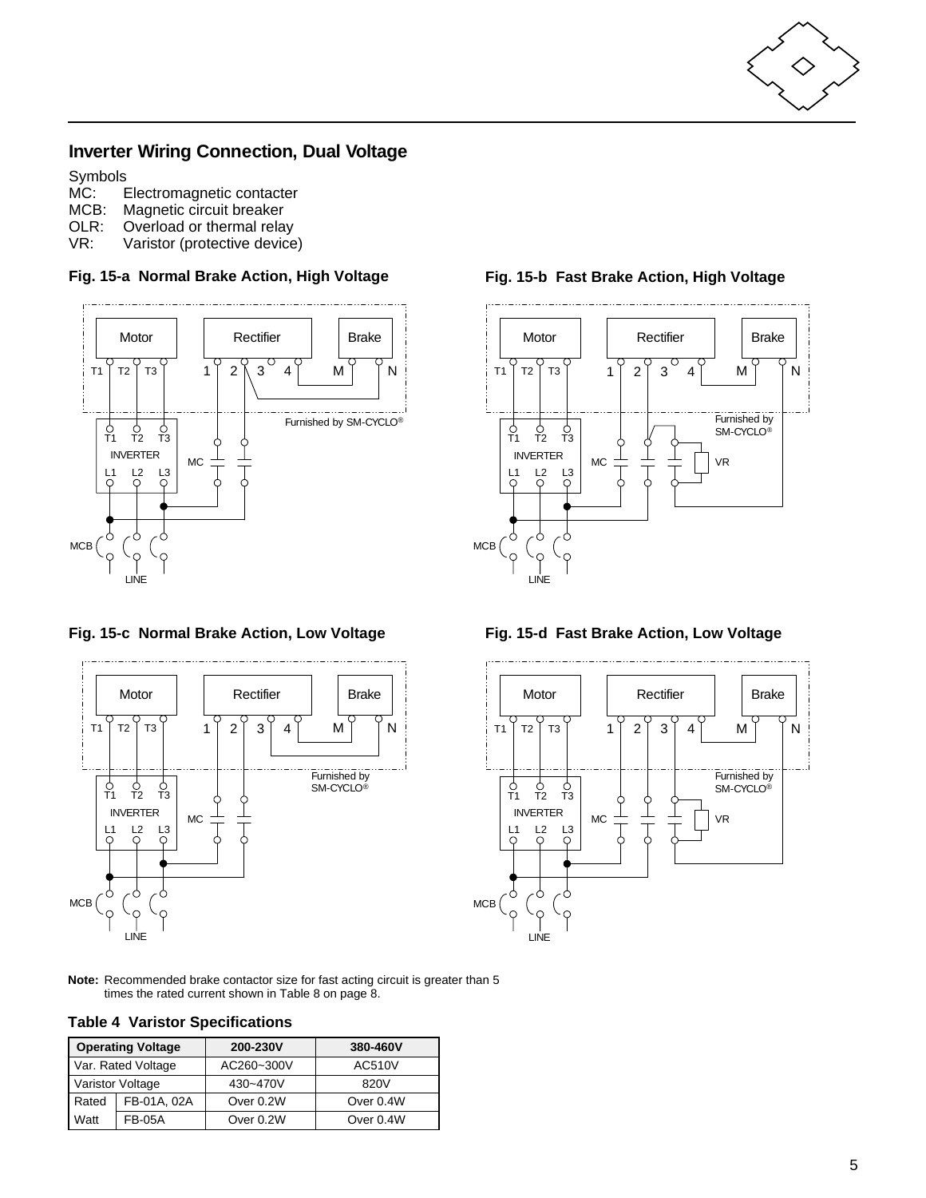## Inverter Wiring Connection, Dual Voltage

Symbols
MC: Electromagnetic contacter
MCB: Magnetic circuit breaker
OLR: Overload or thermal relay
VR: Varistor (protective device)

**Fig. 15-a Normal Brake Action, High Voltage**

**Fig. 15-b Fast Brake Action, High Voltage**

**Fig. 15-c Normal Brake Action, Low Voltage**

**Fig. 15-d Fast Brake Action, Low Voltage**

**Note:** Recommended brake contactor size for fast acting circuit is greater than 5 times the rated current shown in Table 8 on page 8.

**Table 4 Varistor Specifications**

| Operating Voltage | | 200-230V | 380-460V |
|---|---|---|---|
| Var. Rated Voltage | | AC260~300V | AC510V |
| Varistor Voltage | | 430~470V | 820V |
| Rated | FB-01A, 02A | Over 0.2W | Over 0.4W |
| Watt | FB-05A | Over 0.2W | Over 0.4W |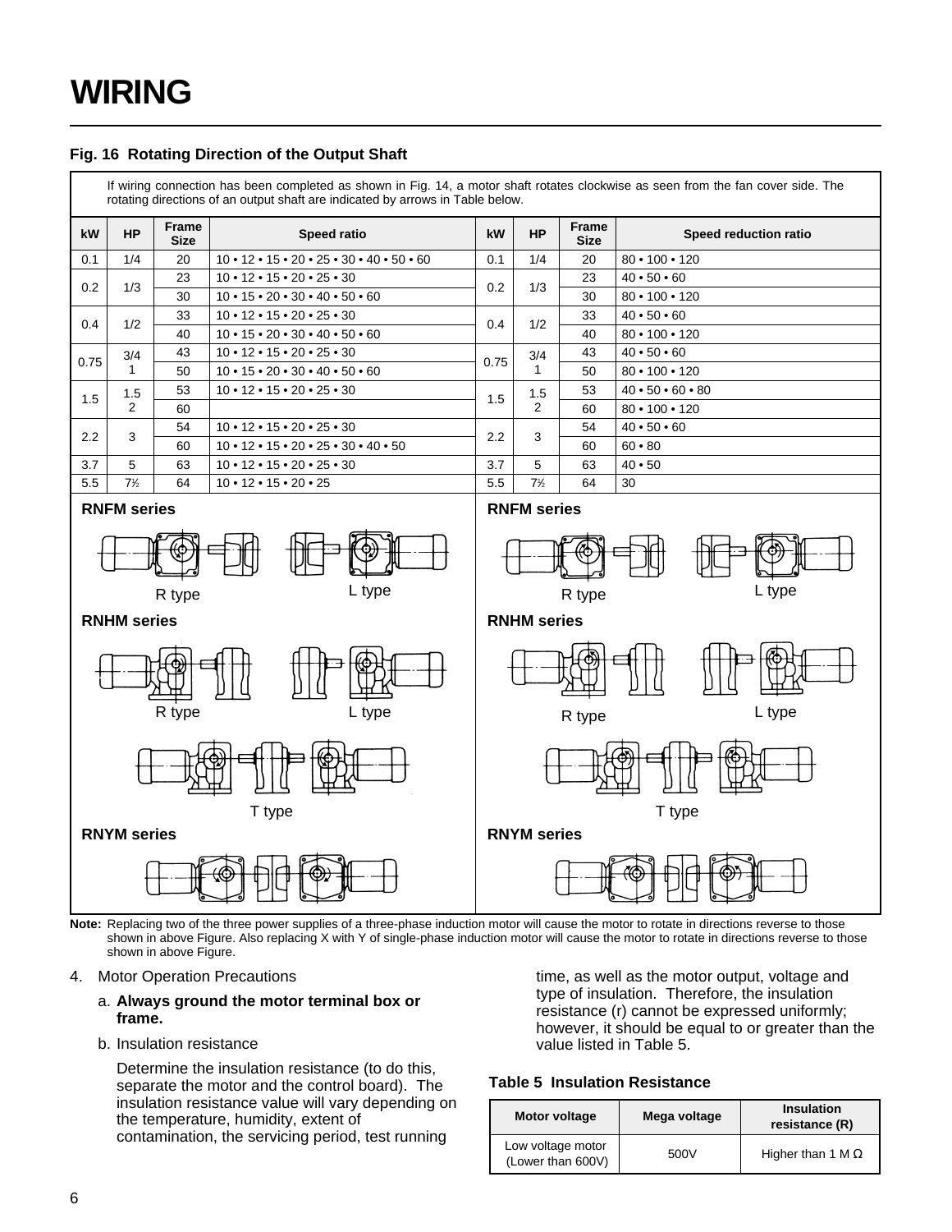# WIRING

**Fig. 16 Rotating Direction of the Output Shaft**

If wiring connection has been completed as shown in Fig. 14, a motor shaft rotates clockwise as seen from the fan cover side. The rotating directions of an output shaft are indicated by arrows in Table below.

| kW | HP | Frame Size | Speed ratio | kW | HP | Frame Size | Speed reduction ratio |
|---|---|---|---|---|---|---|---|
| 0.1 | 1/4 | 20 | 10 • 12 • 15 • 20 • 25 • 30 • 40 • 50 • 60 | 0.1 | 1/4 | 20 | 80 • 100 • 120 |
| 0.2 | 1/3 | 23 | 10 • 12 • 15 • 20 • 25 • 30 | 0.2 | 1/3 | 23 | 40 • 50 • 60 |
| | | 30 | 10 • 15 • 20 • 30 • 40 • 50 • 60 | | | 30 | 80 • 100 • 120 |
| 0.4 | 1/2 | 33 | 10 • 12 • 15 • 20 • 25 • 30 | 0.4 | 1/2 | 33 | 40 • 50 • 60 |
| | | 40 | 10 • 15 • 20 • 30 • 40 • 50 • 60 | | | 40 | 80 • 100 • 120 |
| 0.75 | 3/4 1 | 43 | 10 • 12 • 15 • 20 • 25 • 30 | 0.75 | 3/4 1 | 43 | 40 • 50 • 60 |
| | | 50 | 10 • 15 • 20 • 30 • 40 • 50 • 60 | | | 50 | 80 • 100 • 120 |
| 1.5 | 1.5 2 | 53 | 10 • 12 • 15 • 20 • 25 • 30 | 1.5 | 1.5 2 | 53 | 40 • 50 • 60 • 80 |
| | | 60 | | | | 60 | 80 • 100 • 120 |
| 2.2 | 3 | 54 | 10 • 12 • 15 • 20 • 25 • 30 | 2.2 | 3 | 54 | 40 • 50 • 60 |
| | | 60 | 10 • 12 • 15 • 20 • 25 • 30 • 40 • 50 | | | 60 | 60 • 80 |
| 3.7 | 5 | 63 | 10 • 12 • 15 • 20 • 25 • 30 | 3.7 | 5 | 63 | 40 • 50 |
| 5.5 | 7½ | 64 | 10 • 12 • 15 • 20 • 25 | 5.5 | 7½ | 64 | 30 |

**RNFM series** — R type, L type

**RNHM series** — R type, L type, T type

**RNYM series**

**RNFM series** — R type, L type

**RNHM series** — R type, L type, T type

**RNYM series**

**Note:** Replacing two of the three power supplies of a three-phase induction motor will cause the motor to rotate in directions reverse to those shown in above Figure. Also replacing X with Y of single-phase induction motor will cause the motor to rotate in directions reverse to those shown in above Figure.

4. Motor Operation Precautions

   a. **Always ground the motor terminal box or frame.**

   b. Insulation resistance

      Determine the insulation resistance (to do this, separate the motor and the control board). The insulation resistance value will vary depending on the temperature, humidity, extent of contamination, the servicing period, test running time, as well as the motor output, voltage and type of insulation. Therefore, the insulation resistance (r) cannot be expressed uniformly; however, it should be equal to or greater than the value listed in Table 5.

**Table 5 Insulation Resistance**

| Motor voltage | Mega voltage | Insulation resistance (R) |
|---|---|---|
| Low voltage motor (Lower than 600V) | 500V | Higher than 1 M Ω |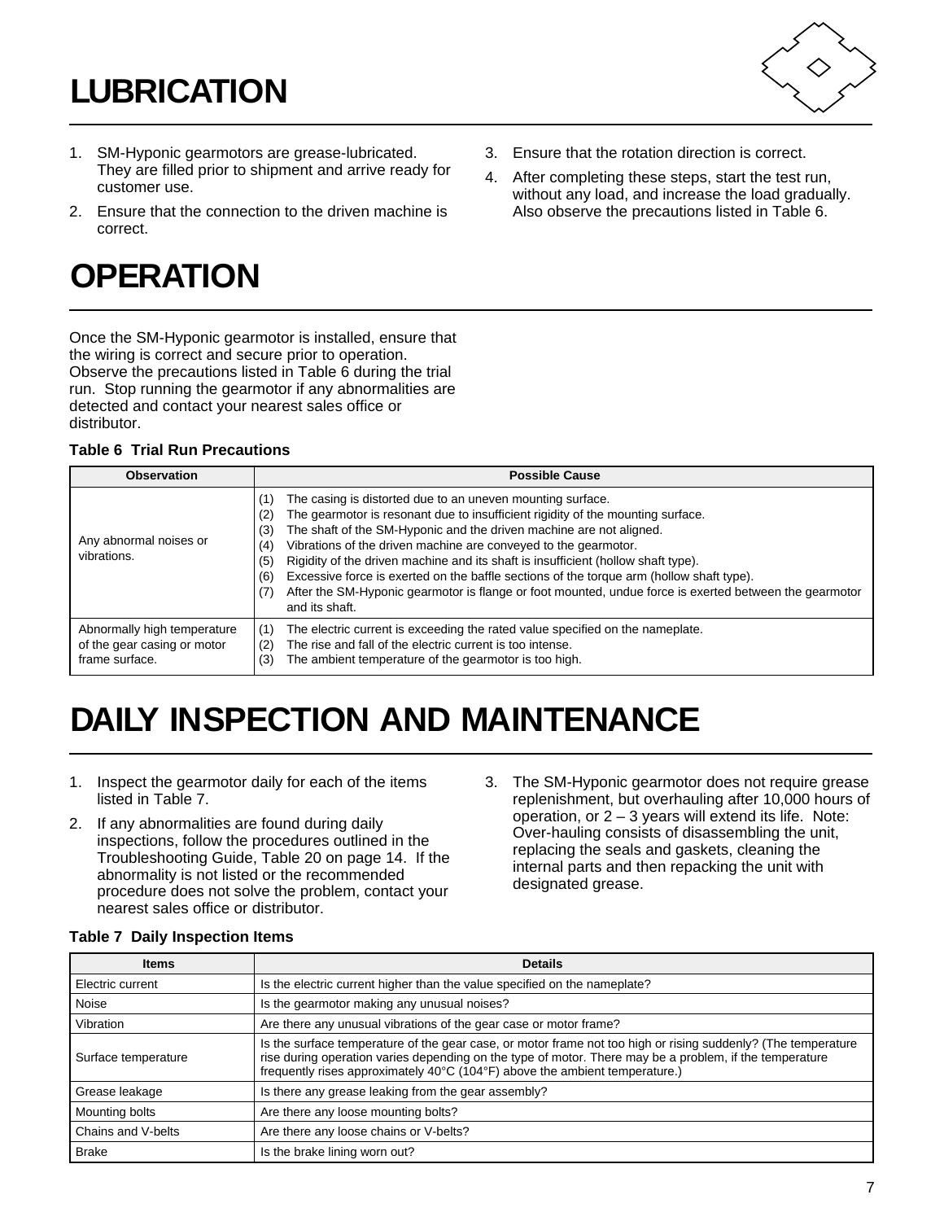# LUBRICATION

1. SM-Hyponic gearmotors are grease-lubricated. They are filled prior to shipment and arrive ready for customer use.
2. Ensure that the connection to the driven machine is correct.
3. Ensure that the rotation direction is correct.
4. After completing these steps, start the test run, without any load, and increase the load gradually. Also observe the precautions listed in Table 6.

# OPERATION

Once the SM-Hyponic gearmotor is installed, ensure that the wiring is correct and secure prior to operation. Observe the precautions listed in Table 6 during the trial run. Stop running the gearmotor if any abnormalities are detected and contact your nearest sales office or distributor.

**Table 6 Trial Run Precautions**

| Observation | Possible Cause |
|---|---|
| Any abnormal noises or vibrations. | (1) The casing is distorted due to an uneven mounting surface.<br>(2) The gearmotor is resonant due to insufficient rigidity of the mounting surface.<br>(3) The shaft of the SM-Hyponic and the driven machine are not aligned.<br>(4) Vibrations of the driven machine are conveyed to the gearmotor.<br>(5) Rigidity of the driven machine and its shaft is insufficient (hollow shaft type).<br>(6) Excessive force is exerted on the baffle sections of the torque arm (hollow shaft type).<br>(7) After the SM-Hyponic gearmotor is flange or foot mounted, undue force is exerted between the gearmotor and its shaft. |
| Abnormally high temperature of the gear casing or motor frame surface. | (1) The electric current is exceeding the rated value specified on the nameplate.<br>(2) The rise and fall of the electric current is too intense.<br>(3) The ambient temperature of the gearmotor is too high. |

# DAILY INSPECTION AND MAINTENANCE

1. Inspect the gearmotor daily for each of the items listed in Table 7.
2. If any abnormalities are found during daily inspections, follow the procedures outlined in the Troubleshooting Guide, Table 20 on page 14. If the abnormality is not listed or the recommended procedure does not solve the problem, contact your nearest sales office or distributor.
3. The SM-Hyponic gearmotor does not require grease replenishment, but overhauling after 10,000 hours of operation, or 2 – 3 years will extend its life. Note: Over-hauling consists of disassembling the unit, replacing the seals and gaskets, cleaning the internal parts and then repacking the unit with designated grease.

**Table 7 Daily Inspection Items**

| Items | Details |
|---|---|
| Electric current | Is the electric current higher than the value specified on the nameplate? |
| Noise | Is the gearmotor making any unusual noises? |
| Vibration | Are there any unusual vibrations of the gear case or motor frame? |
| Surface temperature | Is the surface temperature of the gear case, or motor frame not too high or rising suddenly? (The temperature rise during operation varies depending on the type of motor. There may be a problem, if the temperature frequently rises approximately 40°C (104°F) above the ambient temperature.) |
| Grease leakage | Is there any grease leaking from the gear assembly? |
| Mounting bolts | Are there any loose mounting bolts? |
| Chains and V-belts | Are there any loose chains or V-belts? |
| Brake | Is the brake lining worn out? |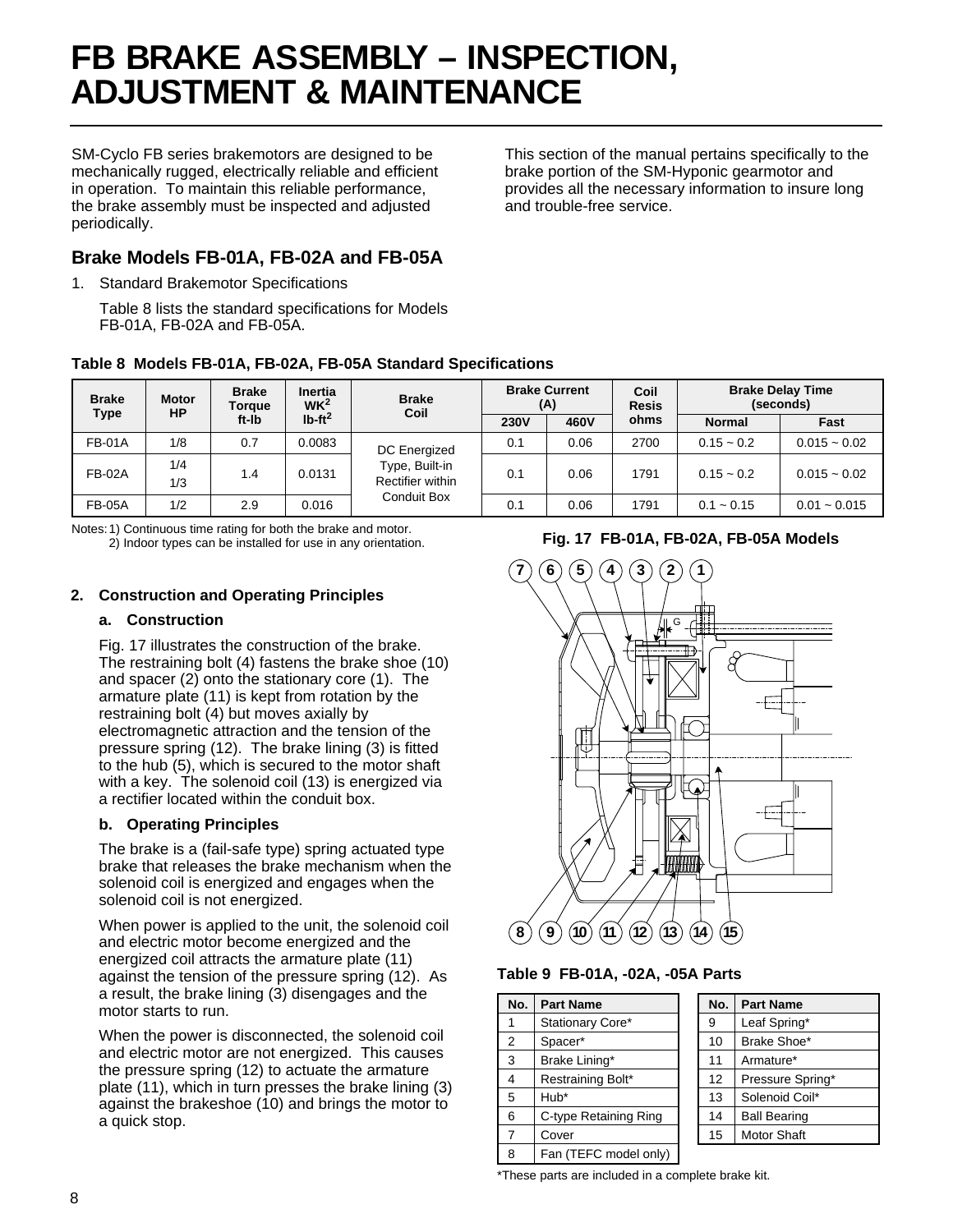# FB BRAKE ASSEMBLY – INSPECTION, ADJUSTMENT & MAINTENANCE

SM-Cyclo FB series brakemotors are designed to be mechanically rugged, electrically reliable and efficient in operation. To maintain this reliable performance, the brake assembly must be inspected and adjusted periodically.

This section of the manual pertains specifically to the brake portion of the SM-Hyponic gearmotor and provides all the necessary information to insure long and trouble-free service.

## Brake Models FB-01A, FB-02A and FB-05A

1. Standard Brakemotor Specifications

   Table 8 lists the standard specifications for Models FB-01A, FB-02A and FB-05A.

**Table 8 Models FB-01A, FB-02A, FB-05A Standard Specifications**

| Brake Type | Motor HP | Brake Torque ft-lb | Inertia $WK^2$ $lb\text{-}ft^2$ | Brake Coil | Brake Current (A) | | Coil Resis ohms | Brake Delay Time (seconds) | |
|---|---|---|---|---|---|---|---|---|---|
| | | | | | 230V | 460V | | Normal | Fast |
| FB-01A | 1/8 | 0.7 | 0.0083 | DC Energized Type, Built-in Rectifier within Conduit Box | 0.1 | 0.06 | 2700 | 0.15 ~ 0.2 | 0.015 ~ 0.02 |
| FB-02A | 1/4<br>1/3 | 1.4 | 0.0131 | | 0.1 | 0.06 | 1791 | 0.15 ~ 0.2 | 0.015 ~ 0.02 |
| FB-05A | 1/2 | 2.9 | 0.016 | | 0.1 | 0.06 | 1791 | 0.1 ~ 0.15 | 0.01 ~ 0.015 |

Notes: 1) Continuous time rating for both the brake and motor.
2) Indoor types can be installed for use in any orientation.

**2. Construction and Operating Principles**

**a. Construction**

Fig. 17 illustrates the construction of the brake. The restraining bolt (4) fastens the brake shoe (10) and spacer (2) onto the stationary core (1). The armature plate (11) is kept from rotation by the restraining bolt (4) but moves axially by electromagnetic attraction and the tension of the pressure spring (12). The brake lining (3) is fitted to the hub (5), which is secured to the motor shaft with a key. The solenoid coil (13) is energized via a rectifier located within the conduit box.

**b. Operating Principles**

The brake is a (fail-safe type) spring actuated type brake that releases the brake mechanism when the solenoid coil is energized and engages when the solenoid coil is not energized.

When power is applied to the unit, the solenoid coil and electric motor become energized and the energized coil attracts the armature plate (11) against the tension of the pressure spring (12). As a result, the brake lining (3) disengages and the motor starts to run.

When the power is disconnected, the solenoid coil and electric motor are not energized. This causes the pressure spring (12) to actuate the armature plate (11), which in turn presses the brake lining (3) against the brakeshoe (10) and brings the motor to a quick stop.

**Fig. 17 FB-01A, FB-02A, FB-05A Models**

**Table 9 FB-01A, -02A, -05A Parts**

| No. | Part Name | No. | Part Name |
|---|---|---|---|
| 1 | Stationary Core* | 9 | Leaf Spring* |
| 2 | Spacer* | 10 | Brake Shoe* |
| 3 | Brake Lining* | 11 | Armature* |
| 4 | Restraining Bolt* | 12 | Pressure Spring* |
| 5 | Hub* | 13 | Solenoid Coil* |
| 6 | C-type Retaining Ring | 14 | Ball Bearing |
| 7 | Cover | 15 | Motor Shaft |
| 8 | Fan (TEFC model only) | | |

*These parts are included in a complete brake kit.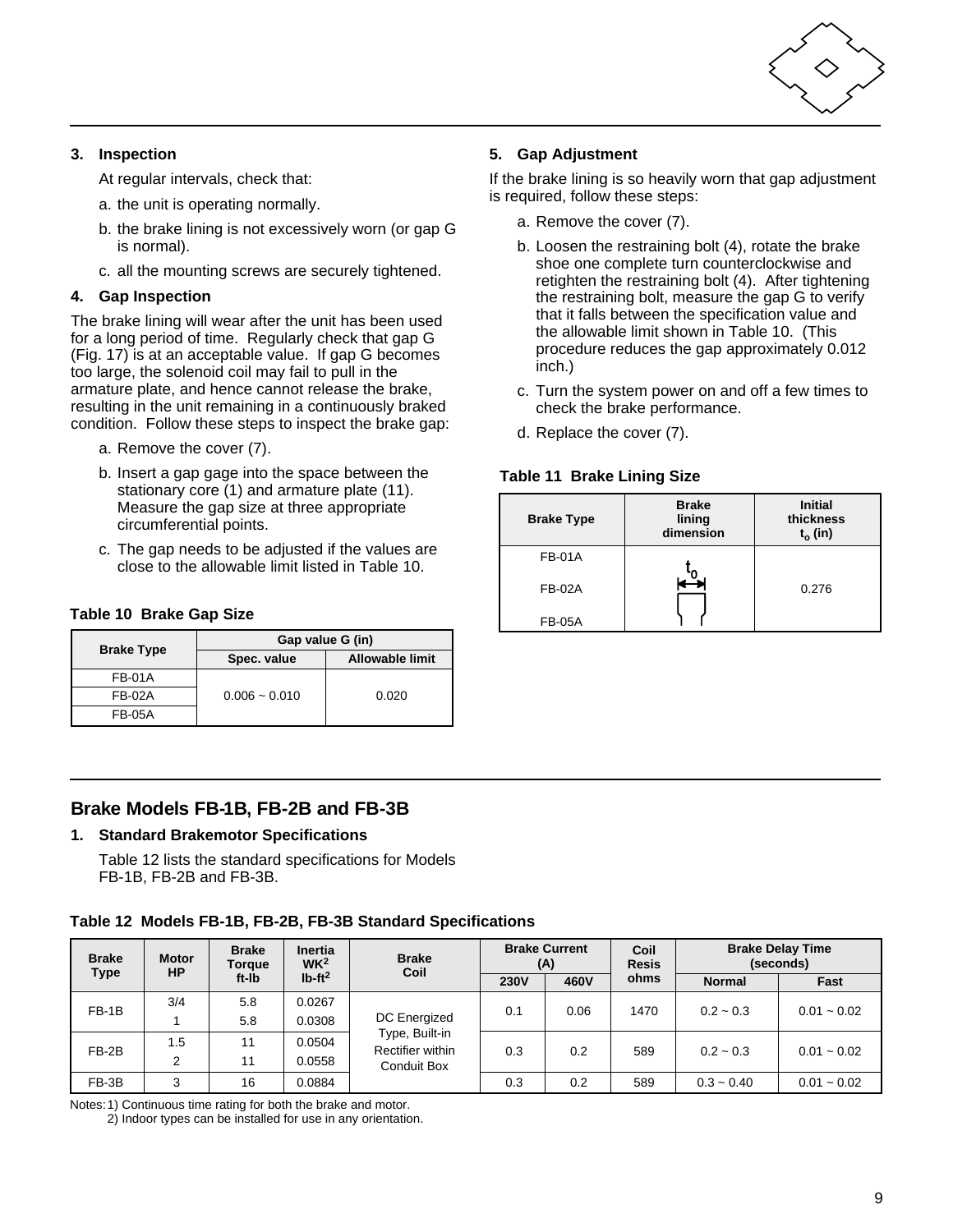### 3. Inspection

At regular intervals, check that:

a. the unit is operating normally.

b. the brake lining is not excessively worn (or gap G is normal).

c. all the mounting screws are securely tightened.

### 4. Gap Inspection

The brake lining will wear after the unit has been used for a long period of time. Regularly check that gap G (Fig. 17) is at an acceptable value. If gap G becomes too large, the solenoid coil may fail to pull in the armature plate, and hence cannot release the brake, resulting in the unit remaining in a continuously braked condition. Follow these steps to inspect the brake gap:

a. Remove the cover (7).

b. Insert a gap gage into the space between the stationary core (1) and armature plate (11). Measure the gap size at three appropriate circumferential points.

c. The gap needs to be adjusted if the values are close to the allowable limit listed in Table 10.

**Table 10 Brake Gap Size**

| Brake Type | Gap value G (in) | |
|---|---|---|
| | Spec. value | Allowable limit |
| FB-01A | 0.006 ~ 0.010 | 0.020 |
| FB-02A | 0.006 ~ 0.010 | 0.020 |
| FB-05A | 0.006 ~ 0.010 | 0.020 |

### 5. Gap Adjustment

If the brake lining is so heavily worn that gap adjustment is required, follow these steps:

a. Remove the cover (7).

b. Loosen the restraining bolt (4), rotate the brake shoe one complete turn counterclockwise and retighten the restraining bolt (4). After tightening the restraining bolt, measure the gap G to verify that it falls between the specification value and the allowable limit shown in Table 10. (This procedure reduces the gap approximately 0.012 inch.)

c. Turn the system power on and off a few times to check the brake performance.

d. Replace the cover (7).

**Table 11 Brake Lining Size**

| Brake Type | Brake lining dimension | Initial thickness $t_o$ (in) |
|---|---|---|
| FB-01A | $t_0$ | 0.276 |
| FB-02A | | 0.276 |
| FB-05A | | 0.276 |

## Brake Models FB-1B, FB-2B and FB-3B

### 1. Standard Brakemotor Specifications

Table 12 lists the standard specifications for Models FB-1B, FB-2B and FB-3B.

**Table 12 Models FB-1B, FB-2B, FB-3B Standard Specifications**

| Brake Type | Motor HP | Brake Torque ft-lb | Inertia $WK^2$ $lb\text{-}ft^2$ | Brake Coil | Brake Current (A) | | Coil Resis ohms | Brake Delay Time (seconds) | |
|---|---|---|---|---|---|---|---|---|---|
| | | | | | 230V | 460V | | Normal | Fast |
| FB-1B | 3/4 | 5.8 | 0.0267 | DC Energized Type, Built-in Rectifier within Conduit Box | 0.1 | 0.06 | 1470 | 0.2 ~ 0.3 | 0.01 ~ 0.02 |
| | 1 | 5.8 | 0.0308 | | | | | | |
| FB-2B | 1.5 | 11 | 0.0504 | | 0.3 | 0.2 | 589 | 0.2 ~ 0.3 | 0.01 ~ 0.02 |
| | 2 | 11 | 0.0558 | | | | | | |
| FB-3B | 3 | 16 | 0.0884 | | 0.3 | 0.2 | 589 | 0.3 ~ 0.40 | 0.01 ~ 0.02 |

Notes: 1) Continuous time rating for both the brake and motor.
2) Indoor types can be installed for use in any orientation.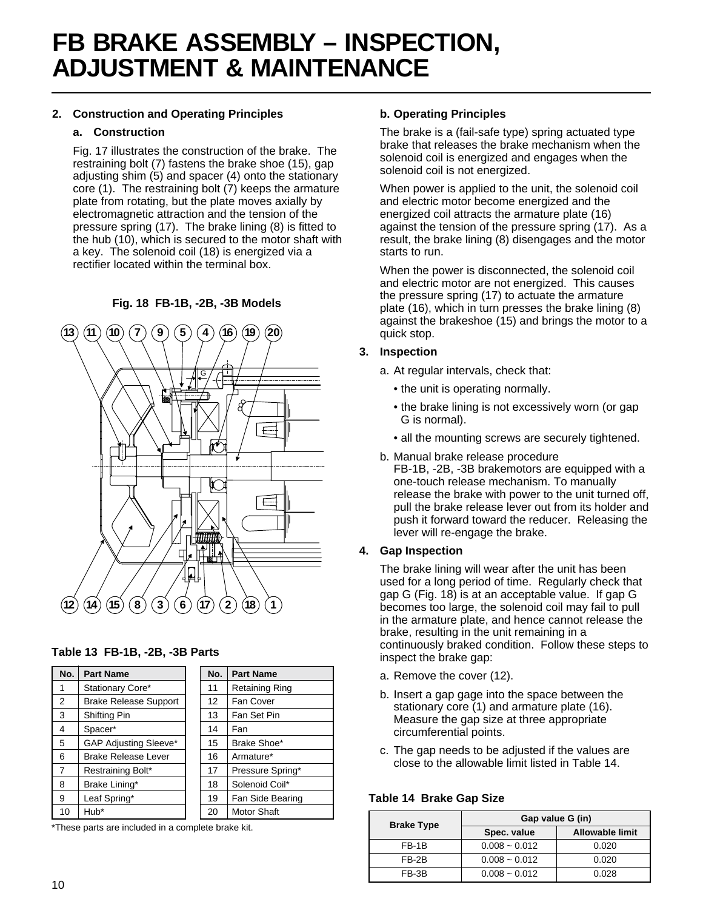# FB BRAKE ASSEMBLY – INSPECTION, ADJUSTMENT & MAINTENANCE

## 2. Construction and Operating Principles

### a. Construction

Fig. 17 illustrates the construction of the brake. The restraining bolt (7) fastens the brake shoe (15), gap adjusting shim (5) and spacer (4) onto the stationary core (1). The restraining bolt (7) keeps the armature plate from rotating, but the plate moves axially by electromagnetic attraction and the tension of the pressure spring (17). The brake lining (8) is fitted to the hub (10), which is secured to the motor shaft with a key. The solenoid coil (18) is energized via a rectifier located within the terminal box.

**Fig. 18 FB-1B, -2B, -3B Models**

**Table 13 FB-1B, -2B, -3B Parts**

| No. | Part Name | No. | Part Name |
|---|---|---|---|
| 1 | Stationary Core* | 11 | Retaining Ring |
| 2 | Brake Release Support | 12 | Fan Cover |
| 3 | Shifting Pin | 13 | Fan Set Pin |
| 4 | Spacer* | 14 | Fan |
| 5 | GAP Adjusting Sleeve* | 15 | Brake Shoe* |
| 6 | Brake Release Lever | 16 | Armature* |
| 7 | Restraining Bolt* | 17 | Pressure Spring* |
| 8 | Brake Lining* | 18 | Solenoid Coil* |
| 9 | Leaf Spring* | 19 | Fan Side Bearing |
| 10 | Hub* | 20 | Motor Shaft |

*These parts are included in a complete brake kit.

### b. Operating Principles

The brake is a (fail-safe type) spring actuated type brake that releases the brake mechanism when the solenoid coil is energized and engages when the solenoid coil is not energized.

When power is applied to the unit, the solenoid coil and electric motor become energized and the energized coil attracts the armature plate (16) against the tension of the pressure spring (17). As a result, the brake lining (8) disengages and the motor starts to run.

When the power is disconnected, the solenoid coil and electric motor are not energized. This causes the pressure spring (17) to actuate the armature plate (16), which in turn presses the brake lining (8) against the brakeshoe (15) and brings the motor to a quick stop.

## 3. Inspection

a. At regular intervals, check that:

- the unit is operating normally.
- the brake lining is not excessively worn (or gap G is normal).
- all the mounting screws are securely tightened.

b. Manual brake release procedure
FB-1B, -2B, -3B brakemotors are equipped with a one-touch release mechanism. To manually release the brake with power to the unit turned off, pull the brake release lever out from its holder and push it forward toward the reducer. Releasing the lever will re-engage the brake.

## 4. Gap Inspection

The brake lining will wear after the unit has been used for a long period of time. Regularly check that gap G (Fig. 18) is at an acceptable value. If gap G becomes too large, the solenoid coil may fail to pull in the armature plate, and hence cannot release the brake, resulting in the unit remaining in a continuously braked condition. Follow these steps to inspect the brake gap:

a. Remove the cover (12).

b. Insert a gap gage into the space between the stationary core (1) and armature plate (16). Measure the gap size at three appropriate circumferential points.

c. The gap needs to be adjusted if the values are close to the allowable limit listed in Table 14.

**Table 14 Brake Gap Size**

| Brake Type | Gap value G (in) | |
|---|---|---|
| | Spec. value | Allowable limit |
| FB-1B | 0.008 ~ 0.012 | 0.020 |
| FB-2B | 0.008 ~ 0.012 | 0.020 |
| FB-3B | 0.008 ~ 0.012 | 0.028 |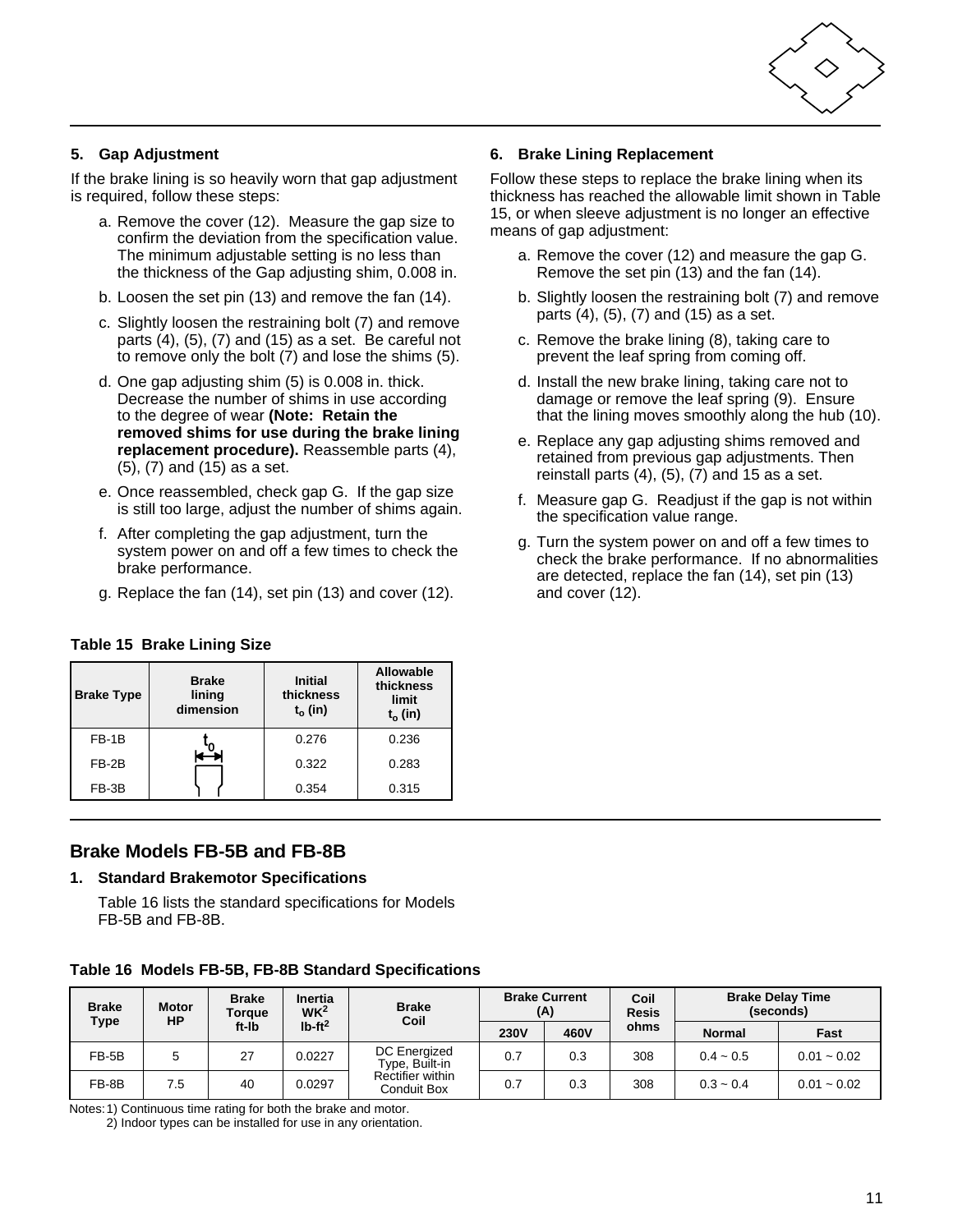### 5. Gap Adjustment

If the brake lining is so heavily worn that gap adjustment is required, follow these steps:

a. Remove the cover (12). Measure the gap size to confirm the deviation from the specification value. The minimum adjustable setting is no less than the thickness of the Gap adjusting shim, 0.008 in.

b. Loosen the set pin (13) and remove the fan (14).

c. Slightly loosen the restraining bolt (7) and remove parts (4), (5), (7) and (15) as a set. Be careful not to remove only the bolt (7) and lose the shims (5).

d. One gap adjusting shim (5) is 0.008 in. thick. Decrease the number of shims in use according to the degree of wear **(Note: Retain the removed shims for use during the brake lining replacement procedure).** Reassemble parts (4), (5), (7) and (15) as a set.

e. Once reassembled, check gap G. If the gap size is still too large, adjust the number of shims again.

f. After completing the gap adjustment, turn the system power on and off a few times to check the brake performance.

g. Replace the fan (14), set pin (13) and cover (12).

**Table 15 Brake Lining Size**

| Brake Type | Brake lining dimension | Initial thickness $t_o$ (in) | Allowable thickness limit $t_o$ (in) |
|---|---|---|---|
| FB-1B | $t_0$ | 0.276 | 0.236 |
| FB-2B | | 0.322 | 0.283 |
| FB-3B | | 0.354 | 0.315 |

### 6. Brake Lining Replacement

Follow these steps to replace the brake lining when its thickness has reached the allowable limit shown in Table 15, or when sleeve adjustment is no longer an effective means of gap adjustment:

a. Remove the cover (12) and measure the gap G. Remove the set pin (13) and the fan (14).

b. Slightly loosen the restraining bolt (7) and remove parts (4), (5), (7) and (15) as a set.

c. Remove the brake lining (8), taking care to prevent the leaf spring from coming off.

d. Install the new brake lining, taking care not to damage or remove the leaf spring (9). Ensure that the lining moves smoothly along the hub (10).

e. Replace any gap adjusting shims removed and retained from previous gap adjustments. Then reinstall parts (4), (5), (7) and 15 as a set.

f. Measure gap G. Readjust if the gap is not within the specification value range.

g. Turn the system power on and off a few times to check the brake performance. If no abnormalities are detected, replace the fan (14), set pin (13) and cover (12).

## Brake Models FB-5B and FB-8B

### 1. Standard Brakemotor Specifications

Table 16 lists the standard specifications for Models FB-5B and FB-8B.

**Table 16 Models FB-5B, FB-8B Standard Specifications**

| Brake Type | Motor HP | Brake Torque ft-lb | Inertia $WK^2$ $lb\text{-}ft^2$ | Brake Coil | Brake Current (A) | | Coil Resis ohms | Brake Delay Time (seconds) | |
|---|---|---|---|---|---|---|---|---|---|
| | | | | | 230V | 460V | | Normal | Fast |
| FB-5B | 5 | 27 | 0.0227 | DC Energized Type, Built-in Rectifier within Conduit Box | 0.7 | 0.3 | 308 | 0.4 ~ 0.5 | 0.01 ~ 0.02 |
| FB-8B | 7.5 | 40 | 0.0297 | | 0.7 | 0.3 | 308 | 0.3 ~ 0.4 | 0.01 ~ 0.02 |

Notes: 1) Continuous time rating for both the brake and motor.
2) Indoor types can be installed for use in any orientation.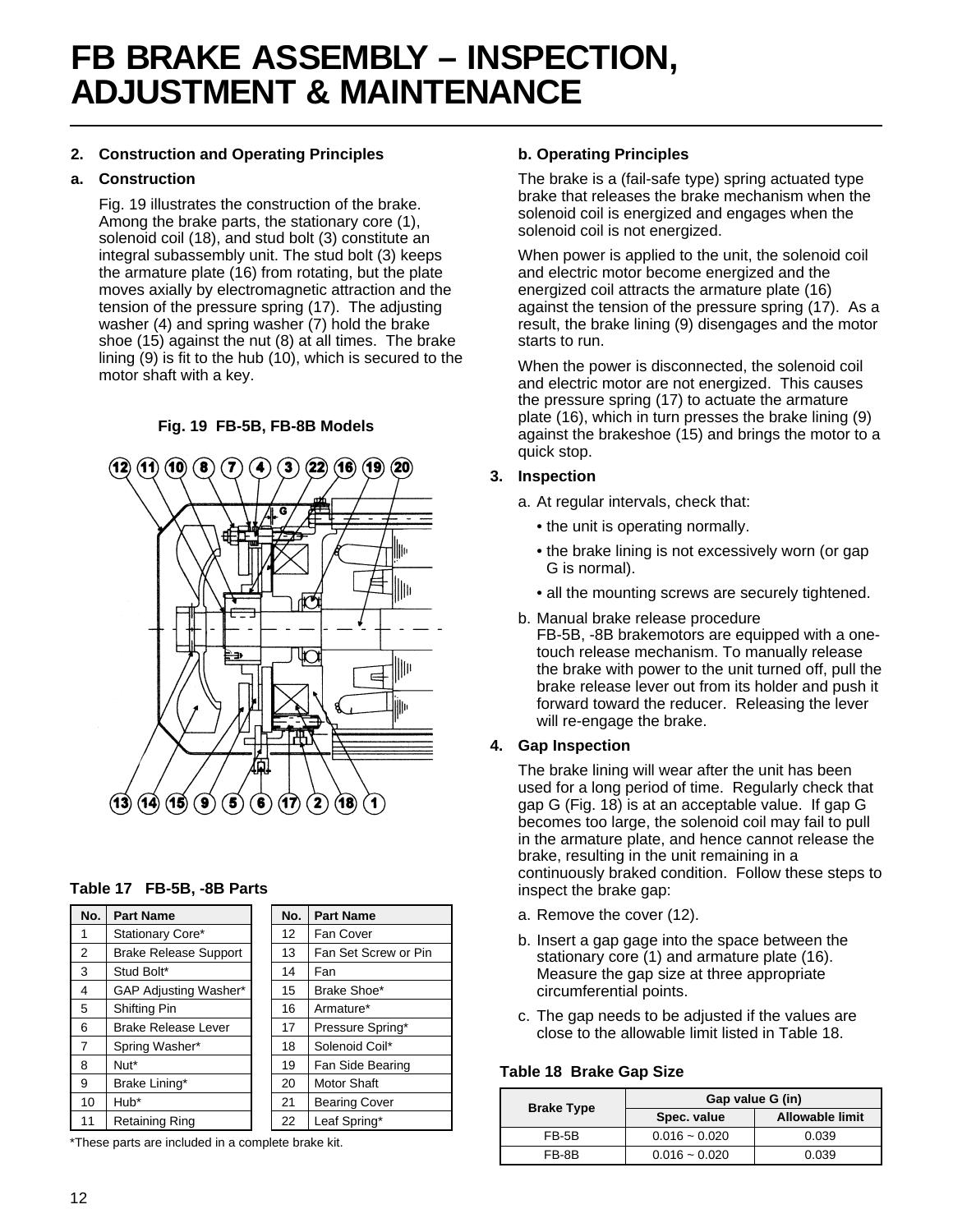# FB BRAKE ASSEMBLY – INSPECTION, ADJUSTMENT & MAINTENANCE

**2. Construction and Operating Principles**

**a. Construction**

Fig. 19 illustrates the construction of the brake. Among the brake parts, the stationary core (1), solenoid coil (18), and stud bolt (3) constitute an integral subassembly unit. The stud bolt (3) keeps the armature plate (16) from rotating, but the plate moves axially by electromagnetic attraction and the tension of the pressure spring (17). The adjusting washer (4) and spring washer (7) hold the brake shoe (15) against the nut (8) at all times. The brake lining (9) is fit to the hub (10), which is secured to the motor shaft with a key.

**Fig. 19 FB-5B, FB-8B Models**

**Table 17 FB-5B, -8B Parts**

| No. | Part Name | No. | Part Name |
|---|---|---|---|
| 1 | Stationary Core* | 12 | Fan Cover |
| 2 | Brake Release Support | 13 | Fan Set Screw or Pin |
| 3 | Stud Bolt* | 14 | Fan |
| 4 | GAP Adjusting Washer* | 15 | Brake Shoe* |
| 5 | Shifting Pin | 16 | Armature* |
| 6 | Brake Release Lever | 17 | Pressure Spring* |
| 7 | Spring Washer* | 18 | Solenoid Coil* |
| 8 | Nut* | 19 | Fan Side Bearing |
| 9 | Brake Lining* | 20 | Motor Shaft |
| 10 | Hub* | 21 | Bearing Cover |
| 11 | Retaining Ring | 22 | Leaf Spring* |

*These parts are included in a complete brake kit.

**b. Operating Principles**

The brake is a (fail-safe type) spring actuated type brake that releases the brake mechanism when the solenoid coil is energized and engages when the solenoid coil is not energized.

When power is applied to the unit, the solenoid coil and electric motor become energized and the energized coil attracts the armature plate (16) against the tension of the pressure spring (17). As a result, the brake lining (9) disengages and the motor starts to run.

When the power is disconnected, the solenoid coil and electric motor are not energized. This causes the pressure spring (17) to actuate the armature plate (16), which in turn presses the brake lining (9) against the brakeshoe (15) and brings the motor to a quick stop.

**3. Inspection**

a. At regular intervals, check that:
- the unit is operating normally.
- the brake lining is not excessively worn (or gap G is normal).
- all the mounting screws are securely tightened.

b. Manual brake release procedure
FB-5B, -8B brakemotors are equipped with a one-touch release mechanism. To manually release the brake with power to the unit turned off, pull the brake release lever out from its holder and push it forward toward the reducer. Releasing the lever will re-engage the brake.

**4. Gap Inspection**

The brake lining will wear after the unit has been used for a long period of time. Regularly check that gap G (Fig. 18) is at an acceptable value. If gap G becomes too large, the solenoid coil may fail to pull in the armature plate, and hence cannot release the brake, resulting in the unit remaining in a continuously braked condition. Follow these steps to inspect the brake gap:

a. Remove the cover (12).

b. Insert a gap gage into the space between the stationary core (1) and armature plate (16). Measure the gap size at three appropriate circumferential points.

c. The gap needs to be adjusted if the values are close to the allowable limit listed in Table 18.

**Table 18 Brake Gap Size**

| Brake Type | Gap value G (in) | |
|---|---|---|
| | Spec. value | Allowable limit |
| FB-5B | 0.016 ~ 0.020 | 0.039 |
| FB-8B | 0.016 ~ 0.020 | 0.039 |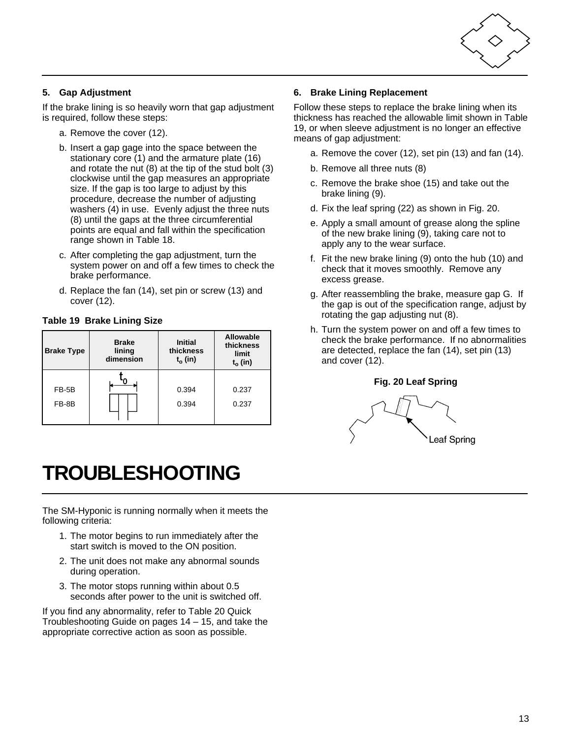### 5. Gap Adjustment

If the brake lining is so heavily worn that gap adjustment is required, follow these steps:

a. Remove the cover (12).

b. Insert a gap gage into the space between the stationary core (1) and the armature plate (16) and rotate the nut (8) at the tip of the stud bolt (3) clockwise until the gap measures an appropriate size. If the gap is too large to adjust by this procedure, decrease the number of adjusting washers (4) in use. Evenly adjust the three nuts (8) until the gaps at the three circumferential points are equal and fall within the specification range shown in Table 18.

c. After completing the gap adjustment, turn the system power on and off a few times to check the brake performance.

d. Replace the fan (14), set pin or screw (13) and cover (12).

**Table 19 Brake Lining Size**

| Brake Type | Brake lining dimension | Initial thickness $t_o$ (in) | Allowable thickness limit $t_o$ (in) |
|---|---|---|---|
| FB-5B | $t_0$ | 0.394 | 0.237 |
| FB-8B | | 0.394 | 0.237 |

### 6. Brake Lining Replacement

Follow these steps to replace the brake lining when its thickness has reached the allowable limit shown in Table 19, or when sleeve adjustment is no longer an effective means of gap adjustment:

a. Remove the cover (12), set pin (13) and fan (14).

b. Remove all three nuts (8)

c. Remove the brake shoe (15) and take out the brake lining (9).

d. Fix the leaf spring (22) as shown in Fig. 20.

e. Apply a small amount of grease along the spline of the new brake lining (9), taking care not to apply any to the wear surface.

f. Fit the new brake lining (9) onto the hub (10) and check that it moves smoothly. Remove any excess grease.

g. After reassembling the brake, measure gap G. If the gap is out of the specification range, adjust by rotating the gap adjusting nut (8).

h. Turn the system power on and off a few times to check the brake performance. If no abnormalities are detected, replace the fan (14), set pin (13) and cover (12).

**Fig. 20 Leaf Spring**

Leaf Spring

# TROUBLESHOOTING

The SM-Hyponic is running normally when it meets the following criteria:

1. The motor begins to run immediately after the start switch is moved to the ON position.
2. The unit does not make any abnormal sounds during operation.
3. The motor stops running within about 0.5 seconds after power to the unit is switched off.

If you find any abnormality, refer to Table 20 Quick Troubleshooting Guide on pages 14 – 15, and take the appropriate corrective action as soon as possible.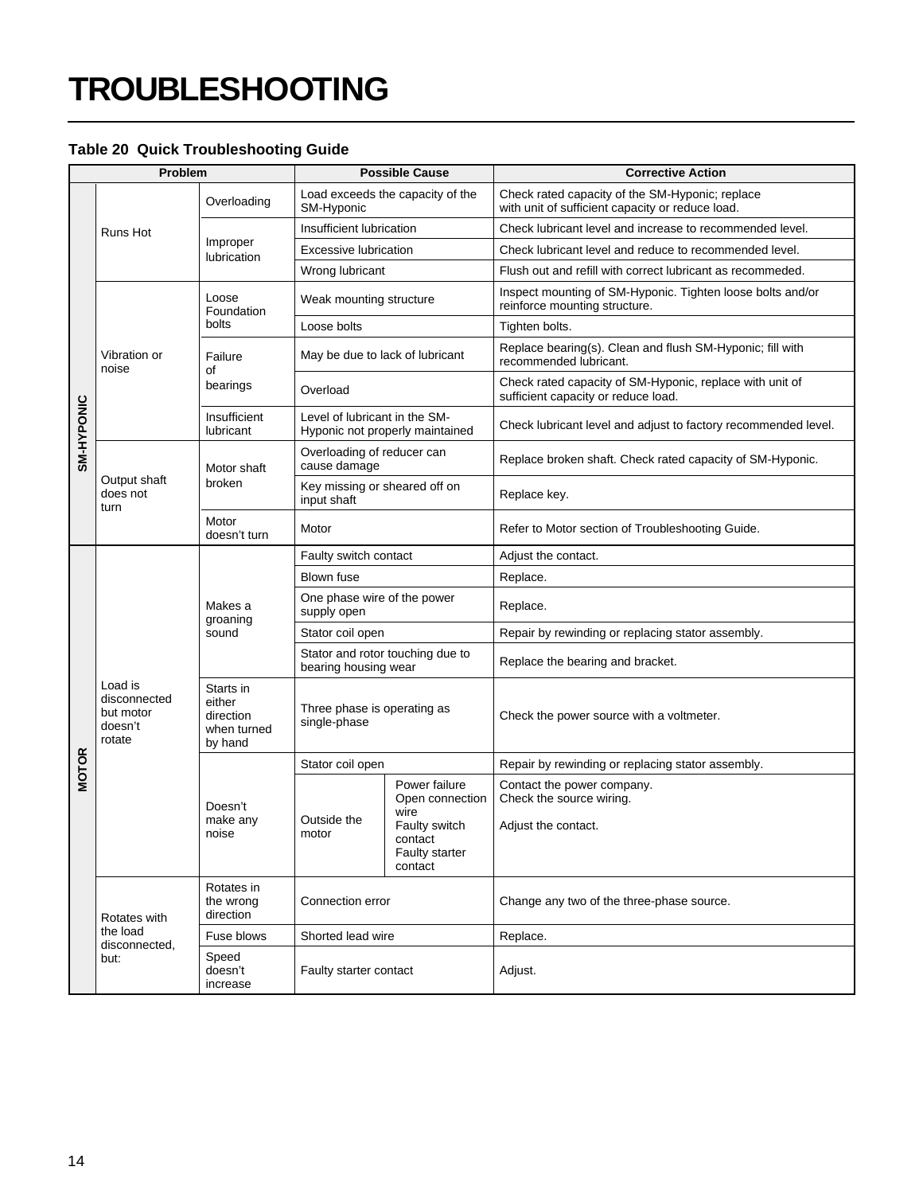# TROUBLESHOOTING

**Table 20 Quick Troubleshooting Guide**

| Problem | | | Possible Cause | | Corrective Action |
|---|---|---|---|---|---|
| SM-HYPONIC | Runs Hot | Overloading | Load exceeds the capacity of the SM-Hyponic | | Check rated capacity of the SM-Hyponic; replace with unit of sufficient capacity or reduce load. |
| | | Improper lubrication | Insufficient lubrication | | Check lubricant level and increase to recommended level. |
| | | | Excessive lubrication | | Check lubricant level and reduce to recommended level. |
| | | | Wrong lubricant | | Flush out and refill with correct lubricant as recommeded. |
| | Vibration or noise | Loose Foundation bolts | Weak mounting structure | | Inspect mounting of SM-Hyponic. Tighten loose bolts and/or reinforce mounting structure. |
| | | | Loose bolts | | Tighten bolts. |
| | | Failure of bearings | May be due to lack of lubricant | | Replace bearing(s). Clean and flush SM-Hyponic; fill with recommended lubricant. |
| | | | Overload | | Check rated capacity of SM-Hyponic, replace with unit of sufficient capacity or reduce load. |
| | | Insufficient lubricant | Level of lubricant in the SM-Hyponic not properly maintained | | Check lubricant level and adjust to factory recommended level. |
| | Output shaft does not turn | Motor shaft broken | Overloading of reducer can cause damage | | Replace broken shaft. Check rated capacity of SM-Hyponic. |
| | | | Key missing or sheared off on input shaft | | Replace key. |
| | | Motor doesn't turn | Motor | | Refer to Motor section of Troubleshooting Guide. |
| MOTOR | Load is disconnected but motor doesn't rotate | Makes a groaning sound | Faulty switch contact | | Adjust the contact. |
| | | | Blown fuse | | Replace. |
| | | | One phase wire of the power supply open | | Replace. |
| | | | Stator coil open | | Repair by rewinding or replacing stator assembly. |
| | | | Stator and rotor touching due to bearing housing wear | | Replace the bearing and bracket. |
| | | Starts in either direction when turned by hand | Three phase is operating as single-phase | | Check the power source with a voltmeter. |
| | | Doesn't make any noise | Stator coil open | | Repair by rewinding or replacing stator assembly. |
| | | | Outside the motor | Power failure<br>Open connection wire<br>Faulty switch contact<br>Faulty starter contact | Contact the power company.<br>Check the source wiring.<br><br>Adjust the contact. |
| | Rotates with the load disconnected, but: | Rotates in the wrong direction | Connection error | | Change any two of the three-phase source. |
| | | Fuse blows | Shorted lead wire | | Replace. |
| | | Speed doesn't increase | Faulty starter contact | | Adjust. |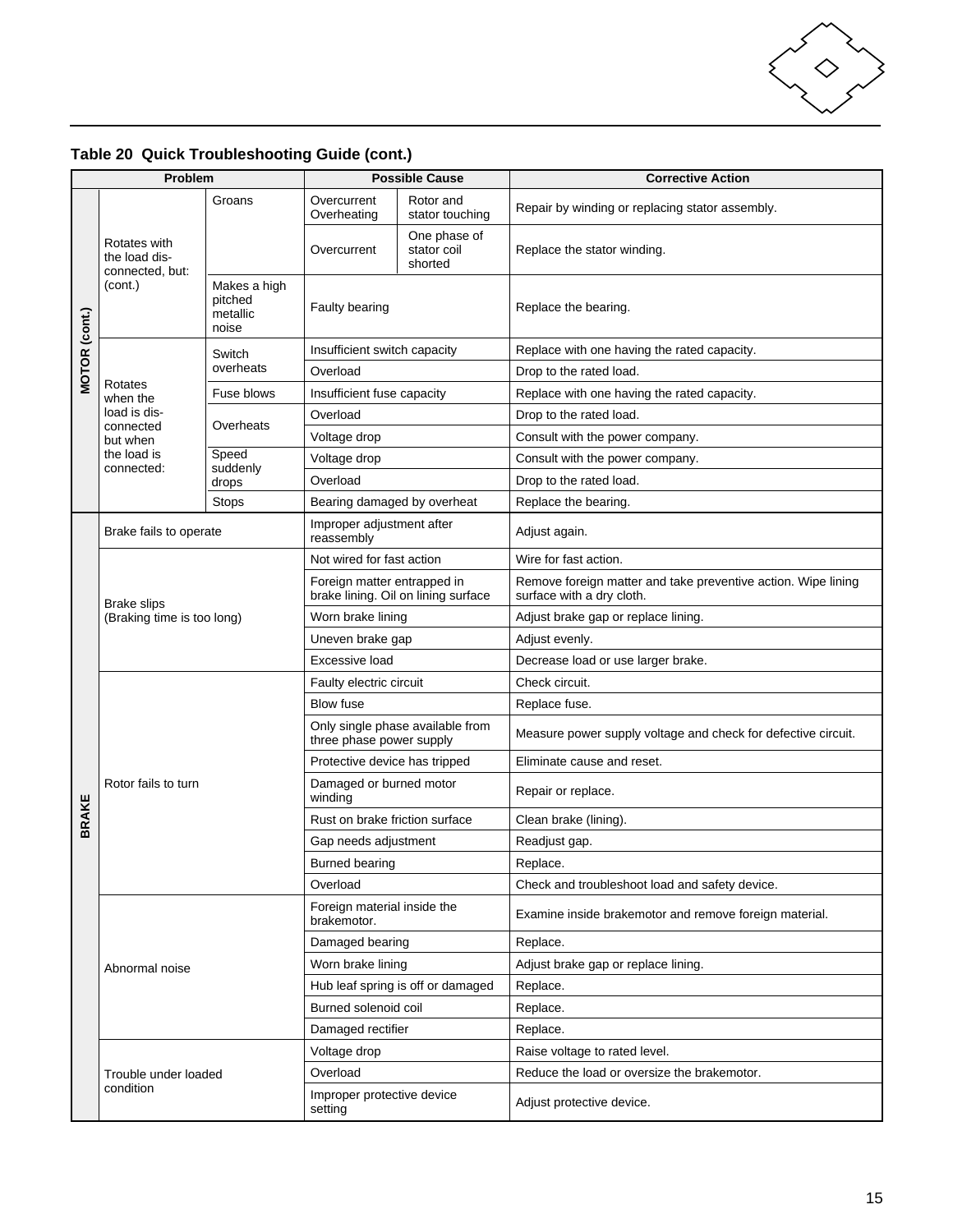**Table 20 Quick Troubleshooting Guide (cont.)**

| Problem | | | Possible Cause | | Corrective Action |
|---|---|---|---|---|---|
| MOTOR (cont.) | Rotates with the load dis-connected, but: (cont.) | Groans | Overcurrent Overheating | Rotor and stator touching | Repair by winding or replacing stator assembly. |
| | | | Overcurrent | One phase of stator coil shorted | Replace the stator winding. |
| | | Makes a high pitched metallic noise | Faulty bearing | | Replace the bearing. |
| | Rotates when the load is dis-connected but when the load is connected: | Switch overheats | Insufficient switch capacity | | Replace with one having the rated capacity. |
| | | | Overload | | Drop to the rated load. |
| | | Fuse blows | Insufficient fuse capacity | | Replace with one having the rated capacity. |
| | | Overheats | Overload | | Drop to the rated load. |
| | | | Voltage drop | | Consult with the power company. |
| | | Speed suddenly drops | Voltage drop | | Consult with the power company. |
| | | | Overload | | Drop to the rated load. |
| | | Stops | Bearing damaged by overheat | | Replace the bearing. |
| BRAKE | Brake fails to operate | | Improper adjustment after reassembly | | Adjust again. |
| | Brake slips (Braking time is too long) | | Not wired for fast action | | Wire for fast action. |
| | | | Foreign matter entrapped in brake lining. Oil on lining surface | | Remove foreign matter and take preventive action. Wipe lining surface with a dry cloth. |
| | | | Worn brake lining | | Adjust brake gap or replace lining. |
| | | | Uneven brake gap | | Adjust evenly. |
| | | | Excessive load | | Decrease load or use larger brake. |
| | Rotor fails to turn | | Faulty electric circuit | | Check circuit. |
| | | | Blow fuse | | Replace fuse. |
| | | | Only single phase available from three phase power supply | | Measure power supply voltage and check for defective circuit. |
| | | | Protective device has tripped | | Eliminate cause and reset. |
| | | | Damaged or burned motor winding | | Repair or replace. |
| | | | Rust on brake friction surface | | Clean brake (lining). |
| | | | Gap needs adjustment | | Readjust gap. |
| | | | Burned bearing | | Replace. |
| | | | Overload | | Check and troubleshoot load and safety device. |
| | Abnormal noise | | Foreign material inside the brakemotor. | | Examine inside brakemotor and remove foreign material. |
| | | | Damaged bearing | | Replace. |
| | | | Worn brake lining | | Adjust brake gap or replace lining. |
| | | | Hub leaf spring is off or damaged | | Replace. |
| | | | Burned solenoid coil | | Replace. |
| | | | Damaged rectifier | | Replace. |
| | Trouble under loaded condition | | Voltage drop | | Raise voltage to rated level. |
| | | | Overload | | Reduce the load or oversize the brakemotor. |
| | | | Improper protective device setting | | Adjust protective device. |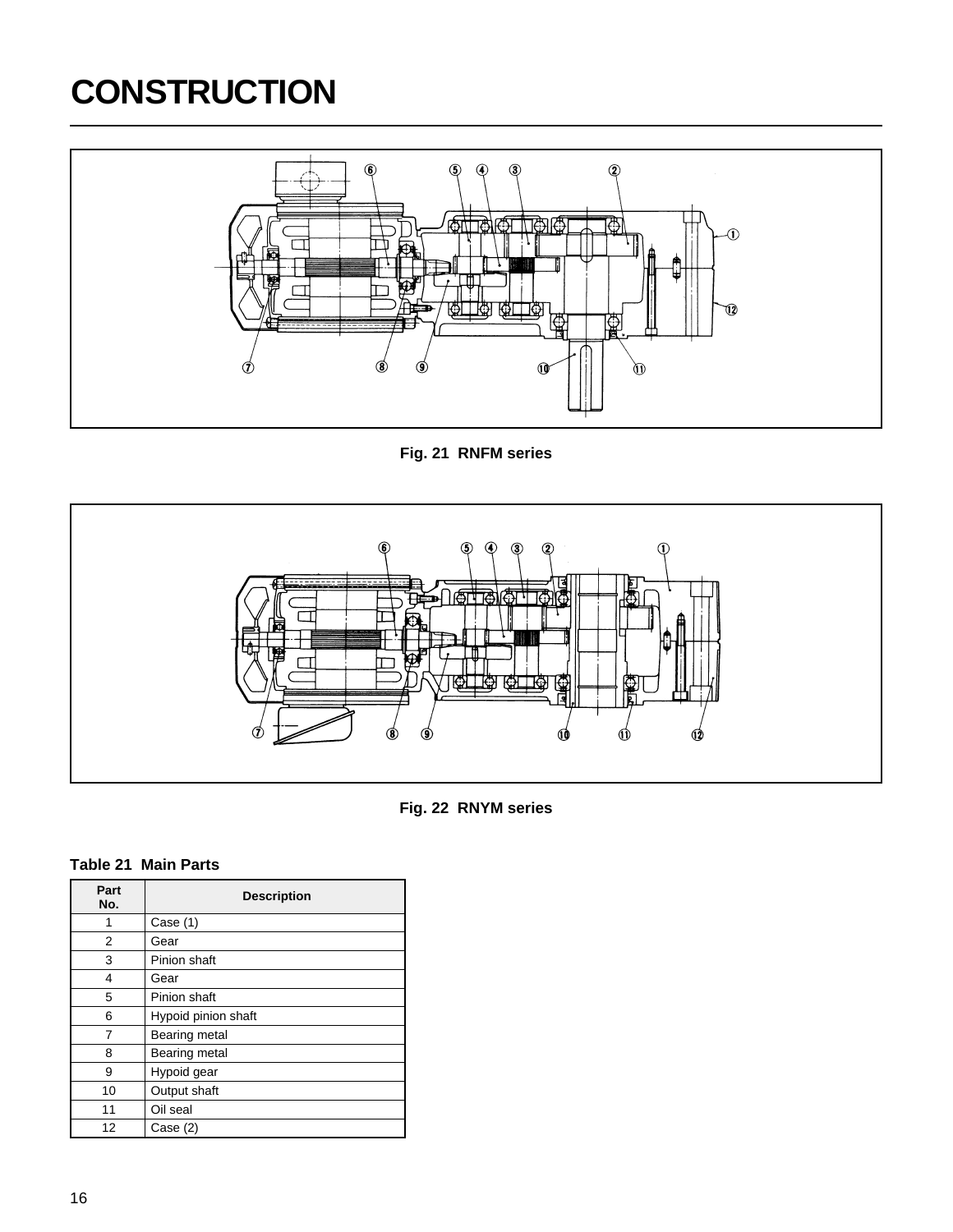# CONSTRUCTION

Fig. 21 RNFM series

Fig. 22 RNYM series

**Table 21 Main Parts**

| Part No. | Description |
|---|---|
| 1 | Case (1) |
| 2 | Gear |
| 3 | Pinion shaft |
| 4 | Gear |
| 5 | Pinion shaft |
| 6 | Hypoid pinion shaft |
| 7 | Bearing metal |
| 8 | Bearing metal |
| 9 | Hypoid gear |
| 10 | Output shaft |
| 11 | Oil seal |
| 12 | Case (2) |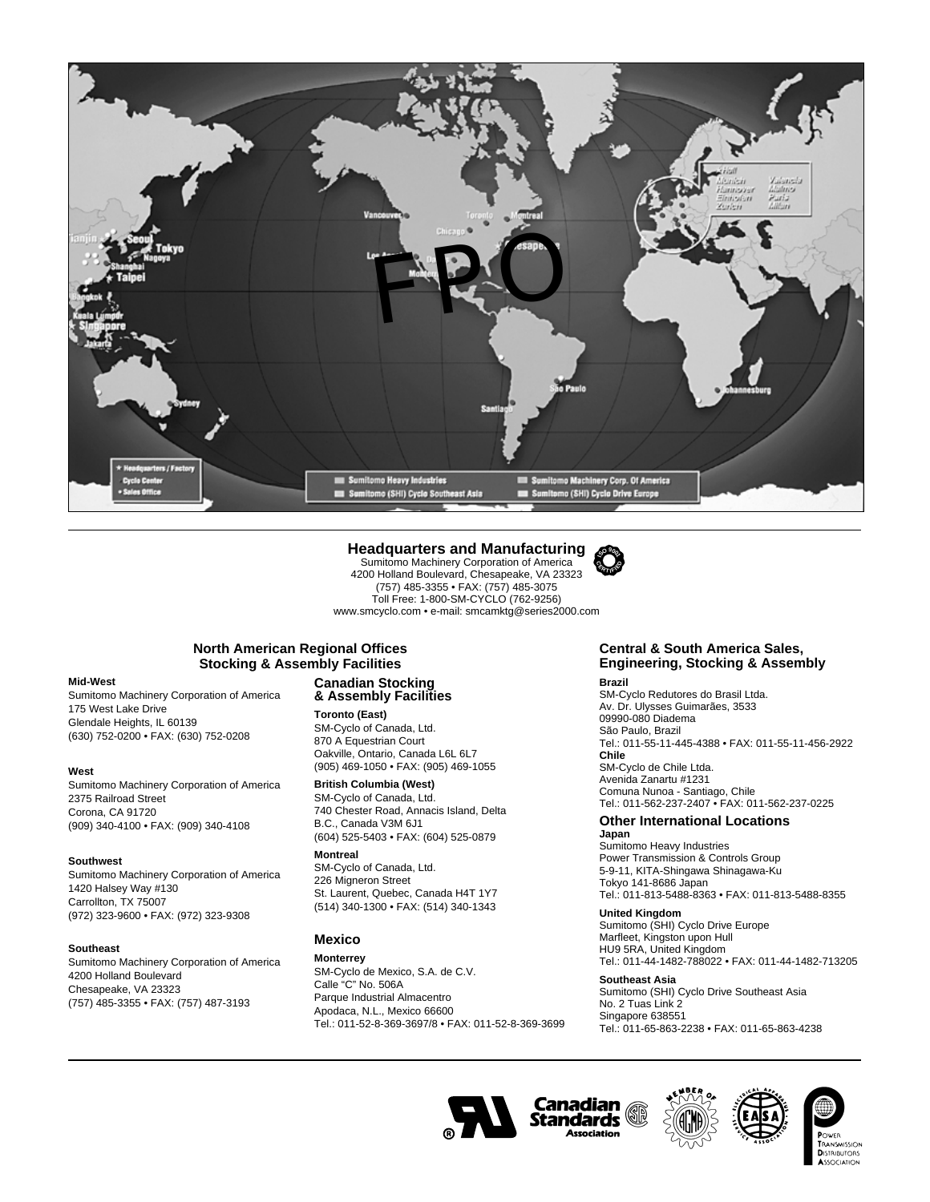## Headquarters and Manufacturing

Sumitomo Machinery Corporation of America
4200 Holland Boulevard, Chesapeake, VA 23323
(757) 485-3355 • FAX: (757) 485-3075
Toll Free: 1-800-SM-CYCLO (762-9256)
www.smcyclo.com • e-mail: smcamktg@series2000.com

### North American Regional Offices Stocking & Assembly Facilities

**Mid-West**
Sumitomo Machinery Corporation of America
175 West Lake Drive
Glendale Heights, IL 60139
(630) 752-0200 • FAX: (630) 752-0208

**West**
Sumitomo Machinery Corporation of America
2375 Railroad Street
Corona, CA 91720
(909) 340-4100 • FAX: (909) 340-4108

**Southwest**
Sumitomo Machinery Corporation of America
1420 Halsey Way #130
Carrollton, TX 75007
(972) 323-9600 • FAX: (972) 323-9308

**Southeast**
Sumitomo Machinery Corporation of America
4200 Holland Boulevard
Chesapeake, VA 23323
(757) 485-3355 • FAX: (757) 487-3193

### Canadian Stocking & Assembly Facilities

**Toronto (East)**
SM-Cyclo of Canada, Ltd.
870 A Equestrian Court
Oakville, Ontario, Canada L6L 6L7
(905) 469-1050 • FAX: (905) 469-1055

**British Columbia (West)**
SM-Cyclo of Canada, Ltd.
740 Chester Road, Annacis Island, Delta
B.C., Canada V3M 6J1
(604) 525-5403 • FAX: (604) 525-0879

**Montreal**
SM-Cyclo of Canada, Ltd.
226 Migneron Street
St. Laurent, Quebec, Canada H4T 1Y7
(514) 340-1300 • FAX: (514) 340-1343

### Mexico

**Monterrey**
SM-Cyclo de Mexico, S.A. de C.V.
Calle "C" No. 506A
Parque Industrial Almacentro
Apodaca, N.L., Mexico 66600
Tel.: 011-52-8-369-3697/8 • FAX: 011-52-8-369-3699

### Central & South America Sales, Engineering, Stocking & Assembly

**Brazil**
SM-Cyclo Redutores do Brasil Ltda.
Av. Dr. Ulysses Guimarães, 3533
09990-080 Diadema
São Paulo, Brazil
Tel.: 011-55-11-445-4388 • FAX: 011-55-11-456-2922

**Chile**
SM-Cyclo de Chile Ltda.
Avenida Zanartu #1231
Comuna Nunoa - Santiago, Chile
Tel.: 011-562-237-2407 • FAX: 011-562-237-0225

### Other International Locations

**Japan**
Sumitomo Heavy Industries
Power Transmission & Controls Group
5-9-11, KITA-Shingawa Shinagawa-Ku
Tokyo 141-8686 Japan
Tel.: 011-813-5488-8363 • FAX: 011-813-5488-8355

**United Kingdom**
Sumitomo (SHI) Cyclo Drive Europe
Marfleet, Kingston upon Hull
HU9 5RA, United Kingdom
Tel.: 011-44-1482-788022 • FAX: 011-44-1482-713205

**Southeast Asia**
Sumitomo (SHI) Cyclo Drive Southeast Asia
No. 2 Tuas Link 2
Singapore 638551
Tel.: 011-65-863-2238 • FAX: 011-65-863-4238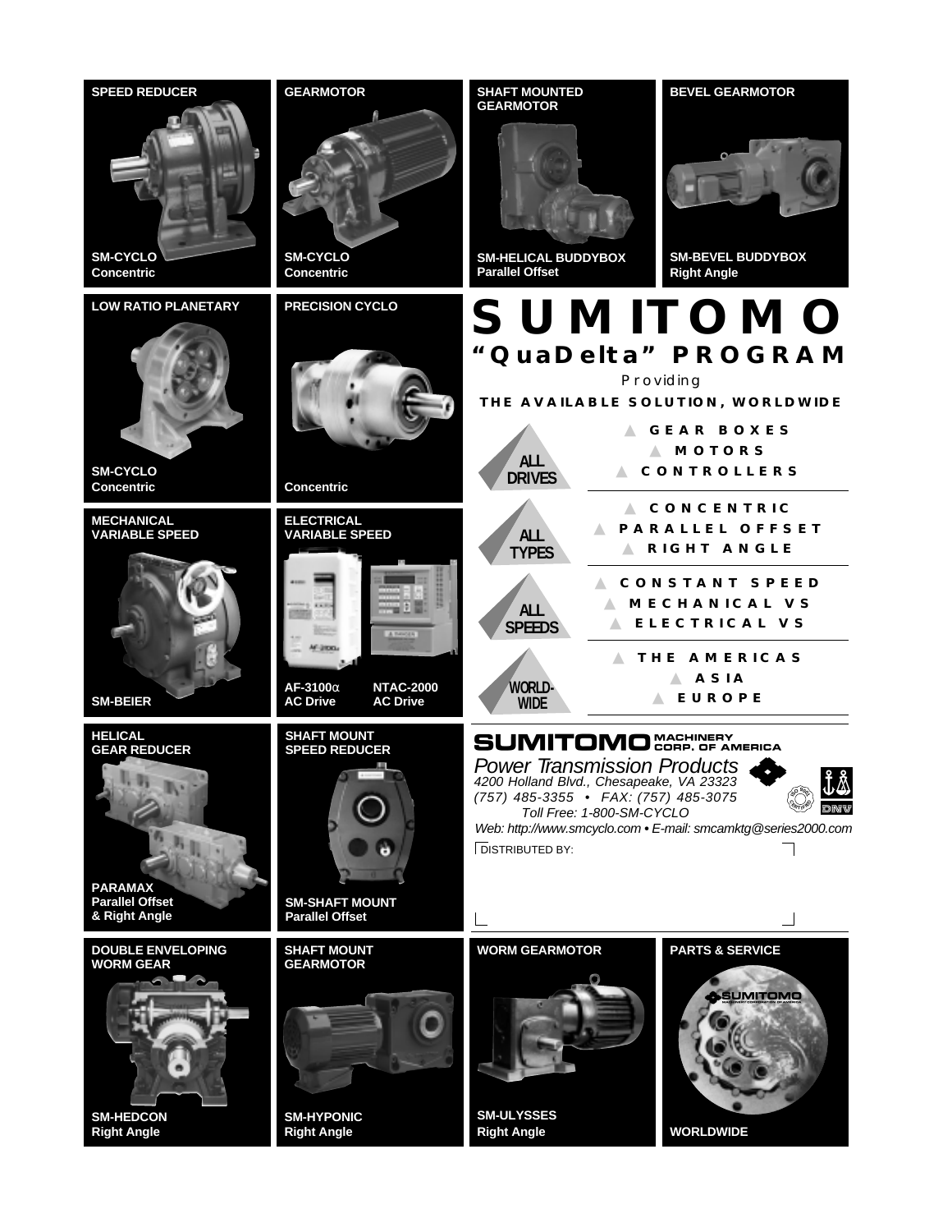**SPEED REDUCER**

SM-CYCLO
Concentric

**GEARMOTOR**

SM-CYCLO
Concentric

**SHAFT MOUNTED GEARMOTOR**

SM-HELICAL BUDDYBOX
Parallel Offset

**BEVEL GEARMOTOR**

SM-BEVEL BUDDYBOX
Right Angle

**LOW RATIO PLANETARY**

SM-CYCLO
Concentric

**PRECISION CYCLO**

Concentric

# SUMITOMO

## "QuaDelta" PROGRAM

Providing

**THE AVAILABLE SOLUTION, WORLDWIDE**

**ALL DRIVES**
- GEAR BOXES
- MOTORS
- CONTROLLERS

**ALL TYPES**
- CONCENTRIC
- PARALLEL OFFSET
- RIGHT ANGLE

**ALL SPEEDS**
- CONSTANT SPEED
- MECHANICAL VS
- ELECTRICAL VS

**WORLD-WIDE**
- THE AMERICAS
- ASIA
- EUROPE

**MECHANICAL VARIABLE SPEED**

SM-BEIER

**ELECTRICAL VARIABLE SPEED**

AF-3100α
AC Drive

NTAC-2000
AC Drive

**HELICAL GEAR REDUCER**

PARAMAX
Parallel Offset
& Right Angle

**SHAFT MOUNT SPEED REDUCER**

SM-SHAFT MOUNT
Parallel Offset

**SUMITOMO** MACHINERY CORP. OF AMERICA

*Power Transmission Products*
*4200 Holland Blvd., Chesapeake, VA 23323*
*(757) 485-3355 • FAX: (757) 485-3075*
*Toll Free: 1-800-SM-CYCLO*
*Web: http://www.smcyclo.com • E-mail: smcamktg@series2000.com*

DISTRIBUTED BY:

**DOUBLE ENVELOPING WORM GEAR**

SM-HEDCON
Right Angle

**SHAFT MOUNT GEARMOTOR**

SM-HYPONIC
Right Angle

**WORM GEARMOTOR**

SM-ULYSSES
Right Angle

**PARTS & SERVICE**

WORLDWIDE